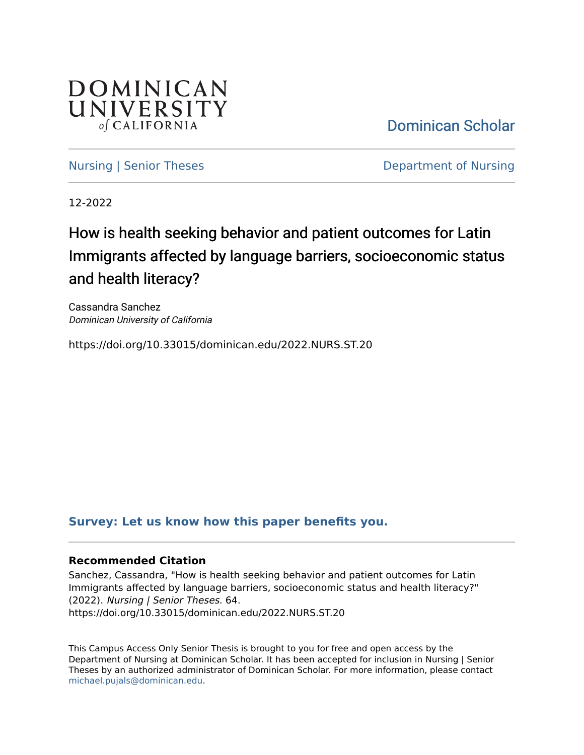DOMINICAN UNIVERSITY *of* CALIFORNIA

Dominican Scholar

Nursing | Senior Theses

Department of Nursing

12-2022

# How is health seeking behavior and patient outcomes for Latin Immigrants affected by language barriers, socioeconomic status and health literacy?

Cassandra Sanchez
*Dominican University of California*

https://doi.org/10.33015/dominican.edu/2022.NURS.ST.20

**Survey: Let us know how this paper benefits you.**

### Recommended Citation

Sanchez, Cassandra, "How is health seeking behavior and patient outcomes for Latin Immigrants affected by language barriers, socioeconomic status and health literacy?" (2022). *Nursing | Senior Theses*. 64.
https://doi.org/10.33015/dominican.edu/2022.NURS.ST.20

This Campus Access Only Senior Thesis is brought to you for free and open access by the Department of Nursing at Dominican Scholar. It has been accepted for inclusion in Nursing | Senior Theses by an authorized administrator of Dominican Scholar. For more information, please contact michael.pujals@dominican.edu.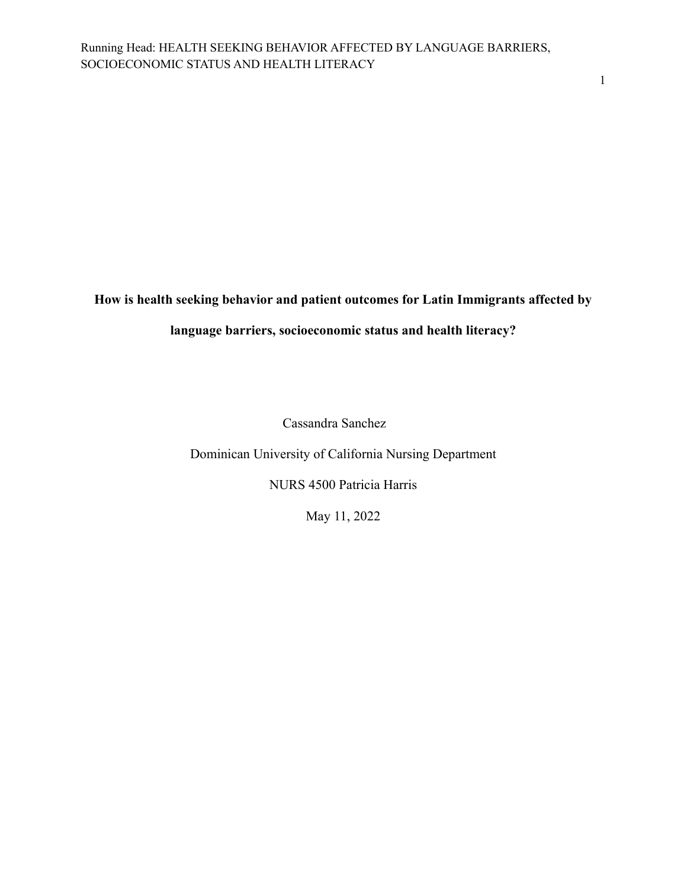**How is health seeking behavior and patient outcomes for Latin Immigrants affected by language barriers, socioeconomic status and health literacy?**

Cassandra Sanchez

Dominican University of California Nursing Department

NURS 4500 Patricia Harris

May 11, 2022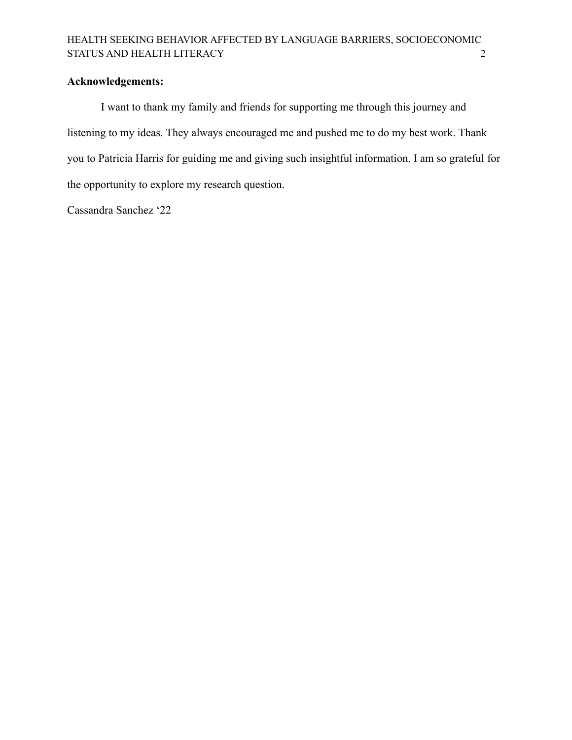**Acknowledgements:**

I want to thank my family and friends for supporting me through this journey and listening to my ideas. They always encouraged me and pushed me to do my best work. Thank you to Patricia Harris for guiding me and giving such insightful information. I am so grateful for the opportunity to explore my research question.

Cassandra Sanchez ‘22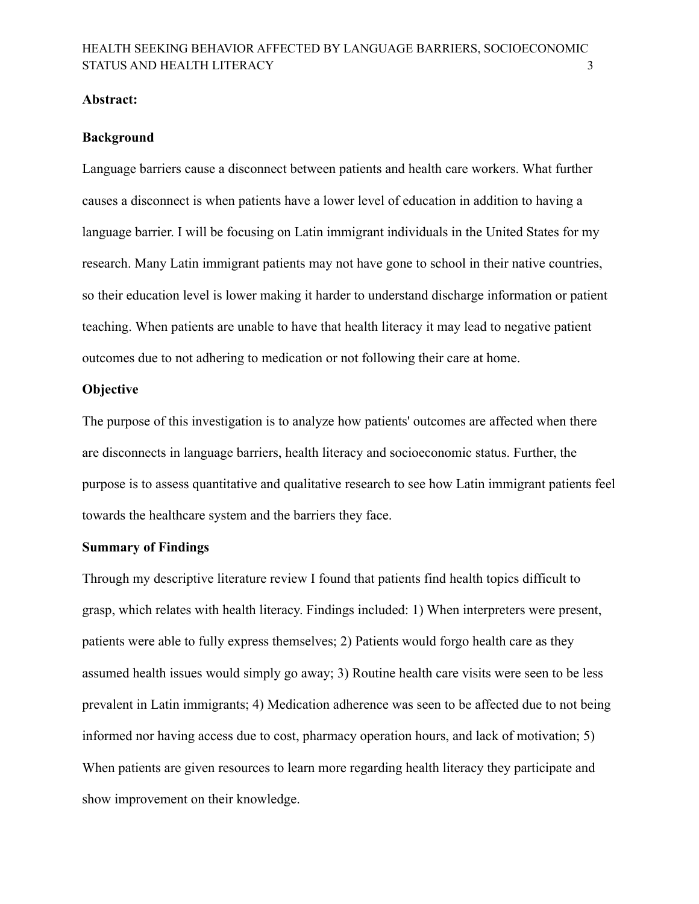**Abstract:**

**Background**

Language barriers cause a disconnect between patients and health care workers. What further causes a disconnect is when patients have a lower level of education in addition to having a language barrier. I will be focusing on Latin immigrant individuals in the United States for my research. Many Latin immigrant patients may not have gone to school in their native countries, so their education level is lower making it harder to understand discharge information or patient teaching. When patients are unable to have that health literacy it may lead to negative patient outcomes due to not adhering to medication or not following their care at home.

**Objective**

The purpose of this investigation is to analyze how patients' outcomes are affected when there are disconnects in language barriers, health literacy and socioeconomic status. Further, the purpose is to assess quantitative and qualitative research to see how Latin immigrant patients feel towards the healthcare system and the barriers they face.

**Summary of Findings**

Through my descriptive literature review I found that patients find health topics difficult to grasp, which relates with health literacy. Findings included: 1) When interpreters were present, patients were able to fully express themselves; 2) Patients would forgo health care as they assumed health issues would simply go away; 3) Routine health care visits were seen to be less prevalent in Latin immigrants; 4) Medication adherence was seen to be affected due to not being informed nor having access due to cost, pharmacy operation hours, and lack of motivation; 5) When patients are given resources to learn more regarding health literacy they participate and show improvement on their knowledge.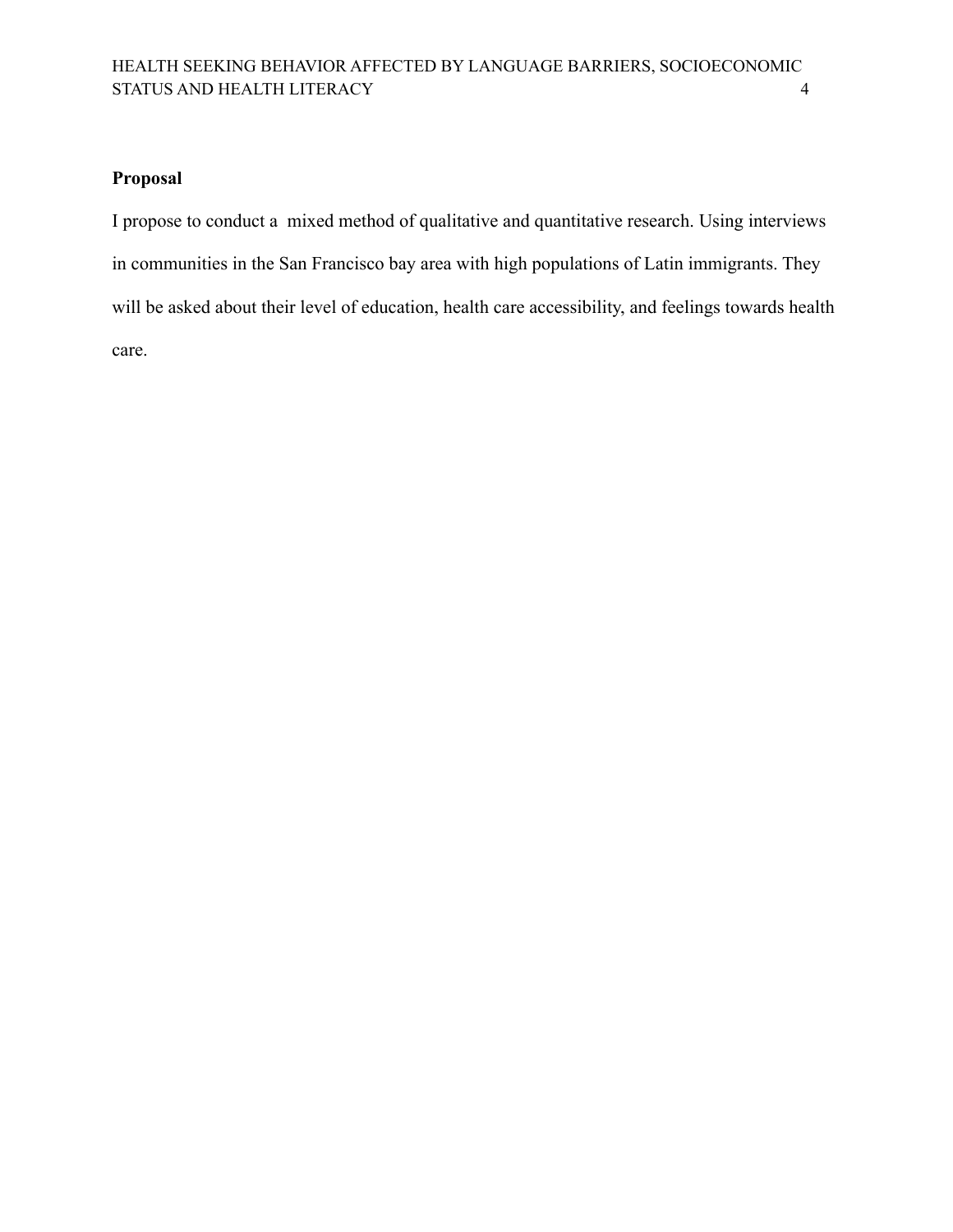**Proposal**

I propose to conduct a  mixed method of qualitative and quantitative research. Using interviews in communities in the San Francisco bay area with high populations of Latin immigrants. They will be asked about their level of education, health care accessibility, and feelings towards health care.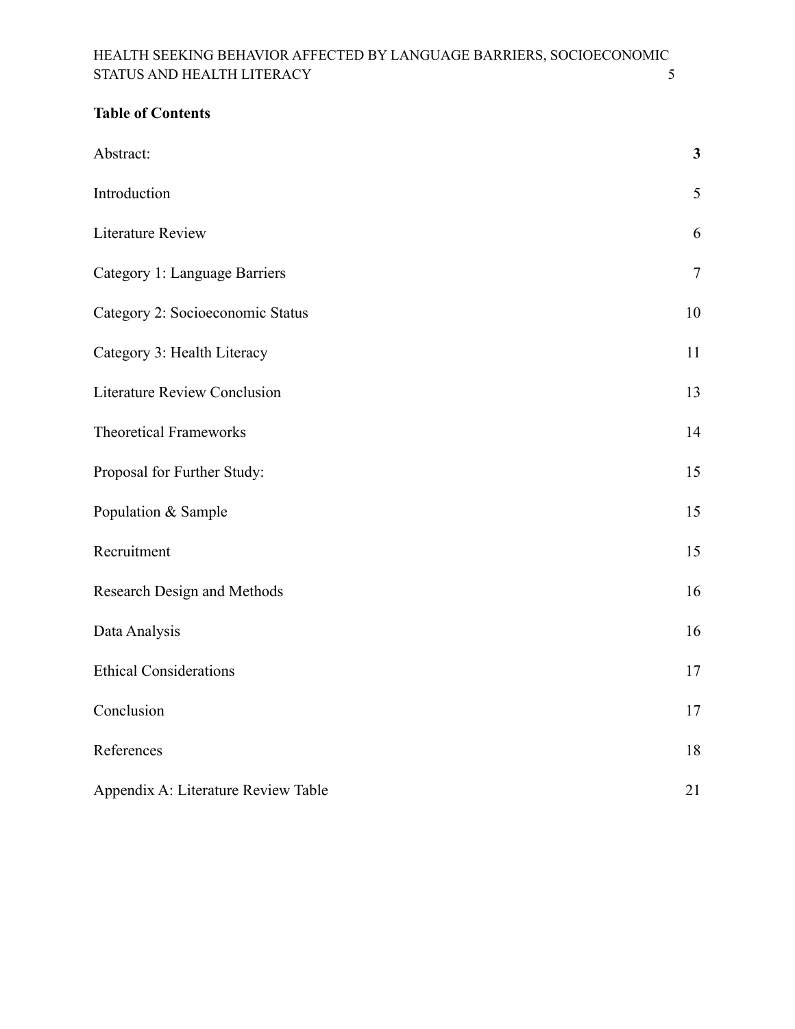**Table of Contents**

| | |
|---|---|
| Abstract: | **3** |
| Introduction | 5 |
| Literature Review | 6 |
| Category 1: Language Barriers | 7 |
| Category 2: Socioeconomic Status | 10 |
| Category 3: Health Literacy | 11 |
| Literature Review Conclusion | 13 |
| Theoretical Frameworks | 14 |
| Proposal for Further Study: | 15 |
| Population & Sample | 15 |
| Recruitment | 15 |
| Research Design and Methods | 16 |
| Data Analysis | 16 |
| Ethical Considerations | 17 |
| Conclusion | 17 |
| References | 18 |
| Appendix A: Literature Review Table | 21 |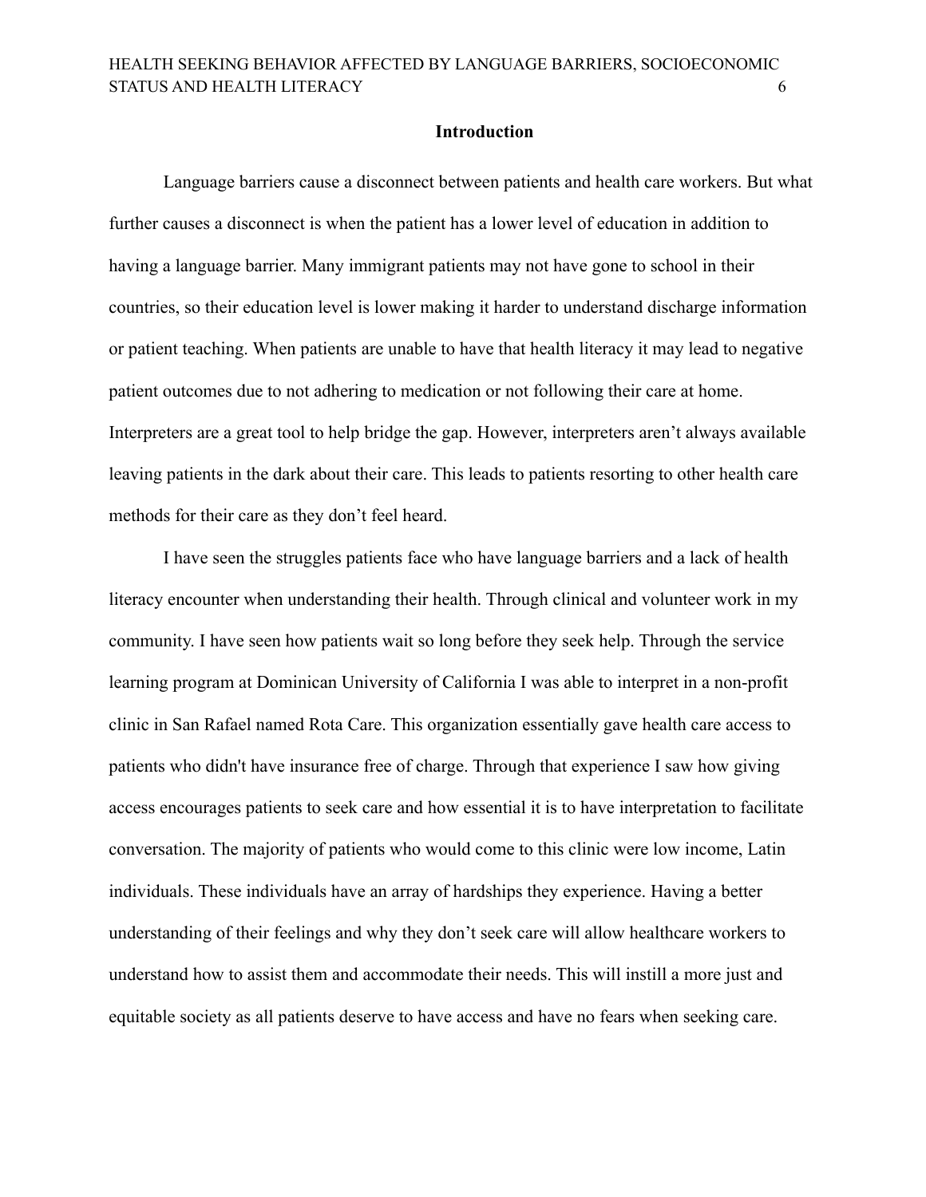## Introduction

Language barriers cause a disconnect between patients and health care workers. But what further causes a disconnect is when the patient has a lower level of education in addition to having a language barrier. Many immigrant patients may not have gone to school in their countries, so their education level is lower making it harder to understand discharge information or patient teaching. When patients are unable to have that health literacy it may lead to negative patient outcomes due to not adhering to medication or not following their care at home. Interpreters are a great tool to help bridge the gap. However, interpreters aren't always available leaving patients in the dark about their care. This leads to patients resorting to other health care methods for their care as they don't feel heard.

I have seen the struggles patients face who have language barriers and a lack of health literacy encounter when understanding their health. Through clinical and volunteer work in my community. I have seen how patients wait so long before they seek help. Through the service learning program at Dominican University of California I was able to interpret in a non-profit clinic in San Rafael named Rota Care. This organization essentially gave health care access to patients who didn't have insurance free of charge. Through that experience I saw how giving access encourages patients to seek care and how essential it is to have interpretation to facilitate conversation. The majority of patients who would come to this clinic were low income, Latin individuals. These individuals have an array of hardships they experience. Having a better understanding of their feelings and why they don't seek care will allow healthcare workers to understand how to assist them and accommodate their needs. This will instill a more just and equitable society as all patients deserve to have access and have no fears when seeking care.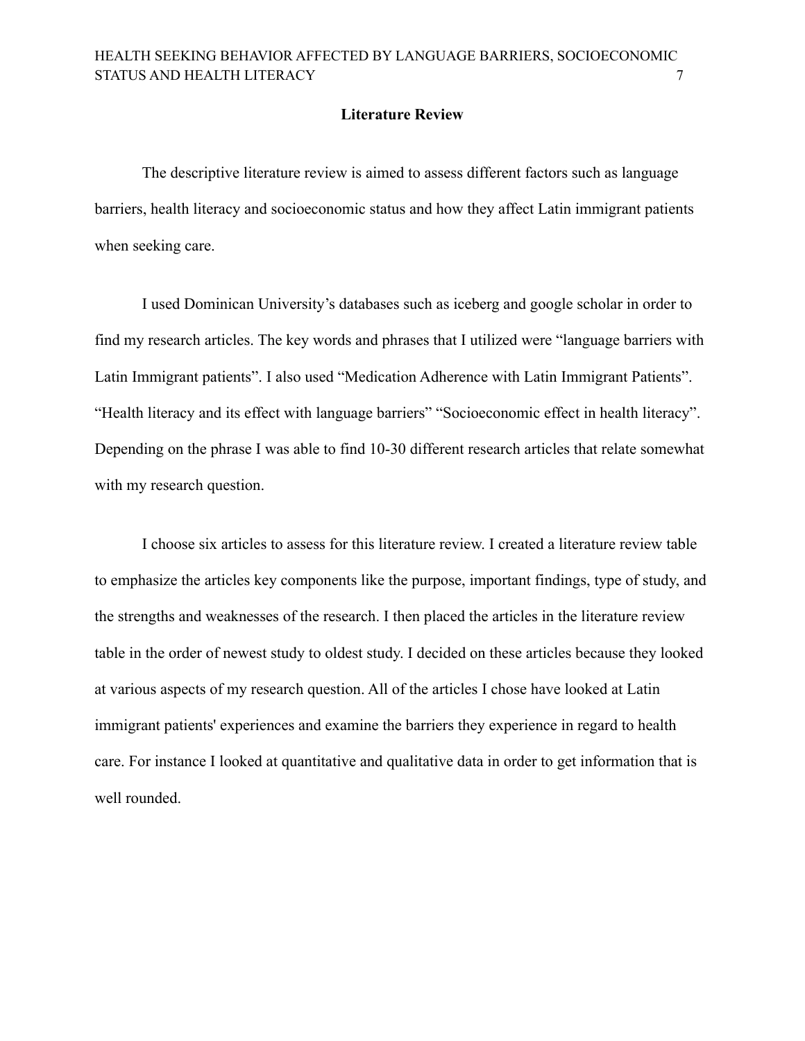## Literature Review

The descriptive literature review is aimed to assess different factors such as language barriers, health literacy and socioeconomic status and how they affect Latin immigrant patients when seeking care.

I used Dominican University's databases such as iceberg and google scholar in order to find my research articles. The key words and phrases that I utilized were "language barriers with Latin Immigrant patients". I also used "Medication Adherence with Latin Immigrant Patients". "Health literacy and its effect with language barriers" "Socioeconomic effect in health literacy". Depending on the phrase I was able to find 10-30 different research articles that relate somewhat with my research question.

I choose six articles to assess for this literature review. I created a literature review table to emphasize the articles key components like the purpose, important findings, type of study, and the strengths and weaknesses of the research. I then placed the articles in the literature review table in the order of newest study to oldest study. I decided on these articles because they looked at various aspects of my research question. All of the articles I chose have looked at Latin immigrant patients' experiences and examine the barriers they experience in regard to health care. For instance I looked at quantitative and qualitative data in order to get information that is well rounded.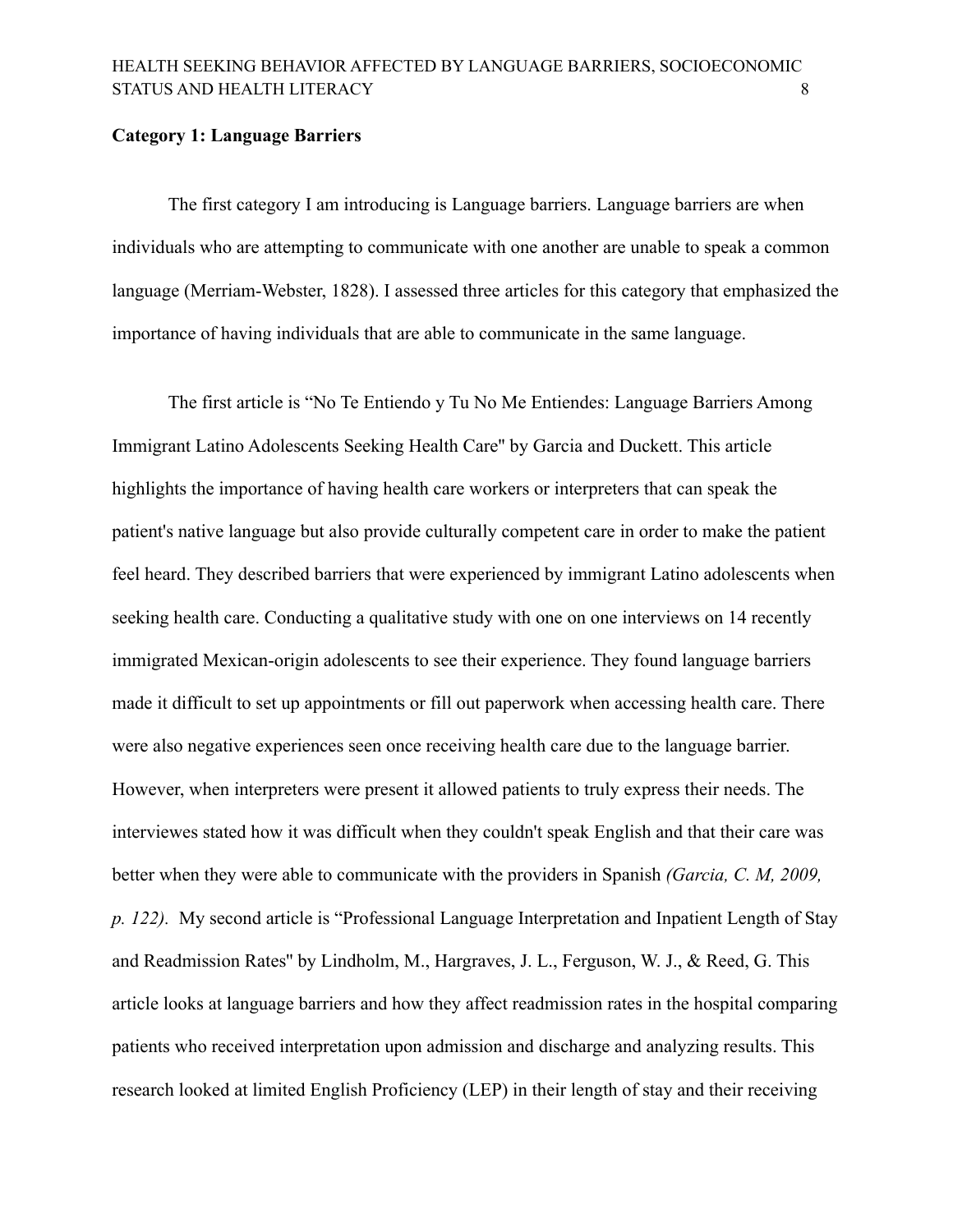**Category 1: Language Barriers**

The first category I am introducing is Language barriers. Language barriers are when individuals who are attempting to communicate with one another are unable to speak a common language (Merriam-Webster, 1828). I assessed three articles for this category that emphasized the importance of having individuals that are able to communicate in the same language.

The first article is "No Te Entiendo y Tu No Me Entiendes: Language Barriers Among Immigrant Latino Adolescents Seeking Health Care" by Garcia and Duckett. This article highlights the importance of having health care workers or interpreters that can speak the patient's native language but also provide culturally competent care in order to make the patient feel heard. They described barriers that were experienced by immigrant Latino adolescents when seeking health care. Conducting a qualitative study with one on one interviews on 14 recently immigrated Mexican-origin adolescents to see their experience. They found language barriers made it difficult to set up appointments or fill out paperwork when accessing health care. There were also negative experiences seen once receiving health care due to the language barrier. However, when interpreters were present it allowed patients to truly express their needs. The interviewes stated how it was difficult when they couldn't speak English and that their care was better when they were able to communicate with the providers in Spanish *(Garcia, C. M, 2009, p. 122).* My second article is "Professional Language Interpretation and Inpatient Length of Stay and Readmission Rates" by Lindholm, M., Hargraves, J. L., Ferguson, W. J., & Reed, G. This article looks at language barriers and how they affect readmission rates in the hospital comparing patients who received interpretation upon admission and discharge and analyzing results. This research looked at limited English Proficiency (LEP) in their length of stay and their receiving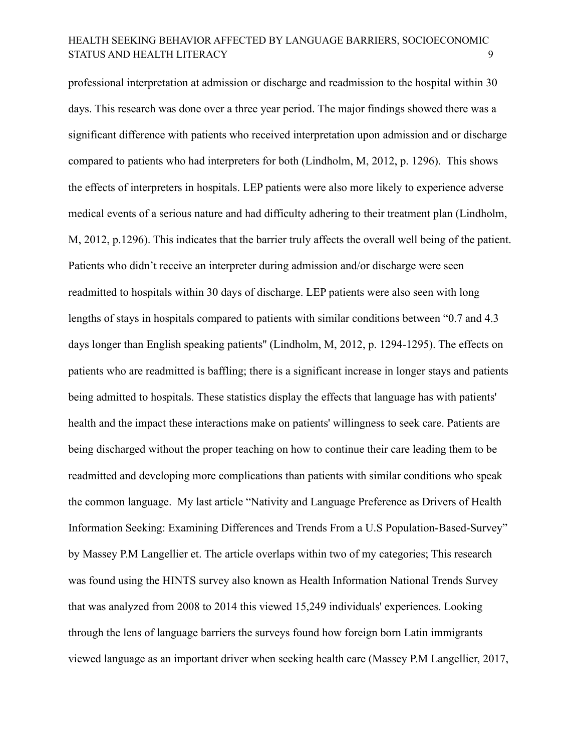professional interpretation at admission or discharge and readmission to the hospital within 30 days. This research was done over a three year period. The major findings showed there was a significant difference with patients who received interpretation upon admission and or discharge compared to patients who had interpreters for both (Lindholm, M, 2012, p. 1296). This shows the effects of interpreters in hospitals. LEP patients were also more likely to experience adverse medical events of a serious nature and had difficulty adhering to their treatment plan (Lindholm, M, 2012, p.1296). This indicates that the barrier truly affects the overall well being of the patient. Patients who didn't receive an interpreter during admission and/or discharge were seen readmitted to hospitals within 30 days of discharge. LEP patients were also seen with long lengths of stays in hospitals compared to patients with similar conditions between "0.7 and 4.3 days longer than English speaking patients" (Lindholm, M, 2012, p. 1294-1295). The effects on patients who are readmitted is baffling; there is a significant increase in longer stays and patients being admitted to hospitals. These statistics display the effects that language has with patients' health and the impact these interactions make on patients' willingness to seek care. Patients are being discharged without the proper teaching on how to continue their care leading them to be readmitted and developing more complications than patients with similar conditions who speak the common language. My last article "Nativity and Language Preference as Drivers of Health Information Seeking: Examining Differences and Trends From a U.S Population-Based-Survey" by Massey P.M Langellier et. The article overlaps within two of my categories; This research was found using the HINTS survey also known as Health Information National Trends Survey that was analyzed from 2008 to 2014 this viewed 15,249 individuals' experiences. Looking through the lens of language barriers the surveys found how foreign born Latin immigrants viewed language as an important driver when seeking health care (Massey P.M Langellier, 2017,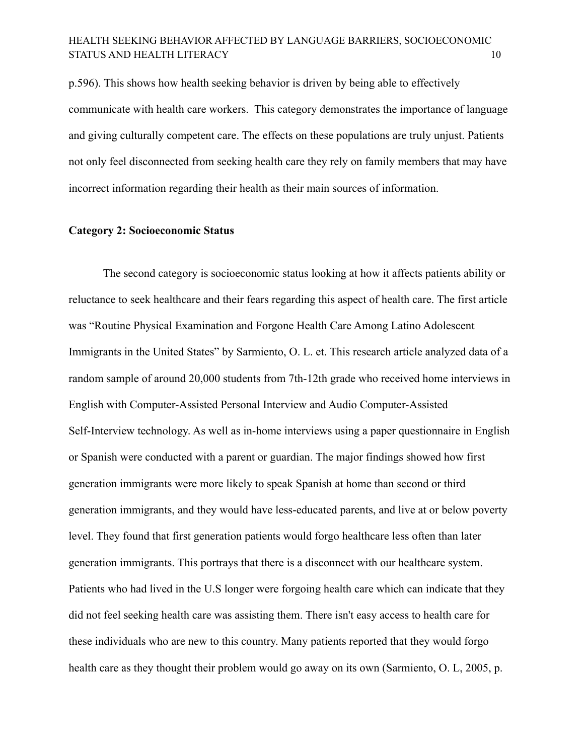p.596). This shows how health seeking behavior is driven by being able to effectively communicate with health care workers. This category demonstrates the importance of language and giving culturally competent care. The effects on these populations are truly unjust. Patients not only feel disconnected from seeking health care they rely on family members that may have incorrect information regarding their health as their main sources of information.

**Category 2: Socioeconomic Status**

The second category is socioeconomic status looking at how it affects patients ability or reluctance to seek healthcare and their fears regarding this aspect of health care. The first article was "Routine Physical Examination and Forgone Health Care Among Latino Adolescent Immigrants in the United States" by Sarmiento, O. L. et. This research article analyzed data of a random sample of around 20,000 students from 7th-12th grade who received home interviews in English with Computer-Assisted Personal Interview and Audio Computer-Assisted Self-Interview technology. As well as in-home interviews using a paper questionnaire in English or Spanish were conducted with a parent or guardian. The major findings showed how first generation immigrants were more likely to speak Spanish at home than second or third generation immigrants, and they would have less-educated parents, and live at or below poverty level. They found that first generation patients would forgo healthcare less often than later generation immigrants. This portrays that there is a disconnect with our healthcare system. Patients who had lived in the U.S longer were forgoing health care which can indicate that they did not feel seeking health care was assisting them. There isn't easy access to health care for these individuals who are new to this country. Many patients reported that they would forgo health care as they thought their problem would go away on its own (Sarmiento, O. L, 2005, p.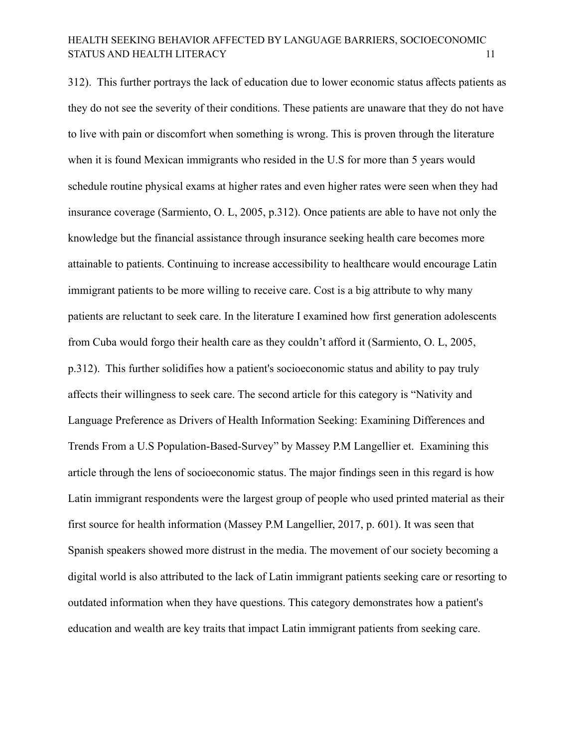312). This further portrays the lack of education due to lower economic status affects patients as they do not see the severity of their conditions. These patients are unaware that they do not have to live with pain or discomfort when something is wrong. This is proven through the literature when it is found Mexican immigrants who resided in the U.S for more than 5 years would schedule routine physical exams at higher rates and even higher rates were seen when they had insurance coverage (Sarmiento, O. L, 2005, p.312). Once patients are able to have not only the knowledge but the financial assistance through insurance seeking health care becomes more attainable to patients. Continuing to increase accessibility to healthcare would encourage Latin immigrant patients to be more willing to receive care. Cost is a big attribute to why many patients are reluctant to seek care. In the literature I examined how first generation adolescents from Cuba would forgo their health care as they couldn't afford it (Sarmiento, O. L, 2005, p.312). This further solidifies how a patient's socioeconomic status and ability to pay truly affects their willingness to seek care. The second article for this category is "Nativity and Language Preference as Drivers of Health Information Seeking: Examining Differences and Trends From a U.S Population-Based-Survey" by Massey P.M Langellier et. Examining this article through the lens of socioeconomic status. The major findings seen in this regard is how Latin immigrant respondents were the largest group of people who used printed material as their first source for health information (Massey P.M Langellier, 2017, p. 601). It was seen that Spanish speakers showed more distrust in the media. The movement of our society becoming a digital world is also attributed to the lack of Latin immigrant patients seeking care or resorting to outdated information when they have questions. This category demonstrates how a patient's education and wealth are key traits that impact Latin immigrant patients from seeking care.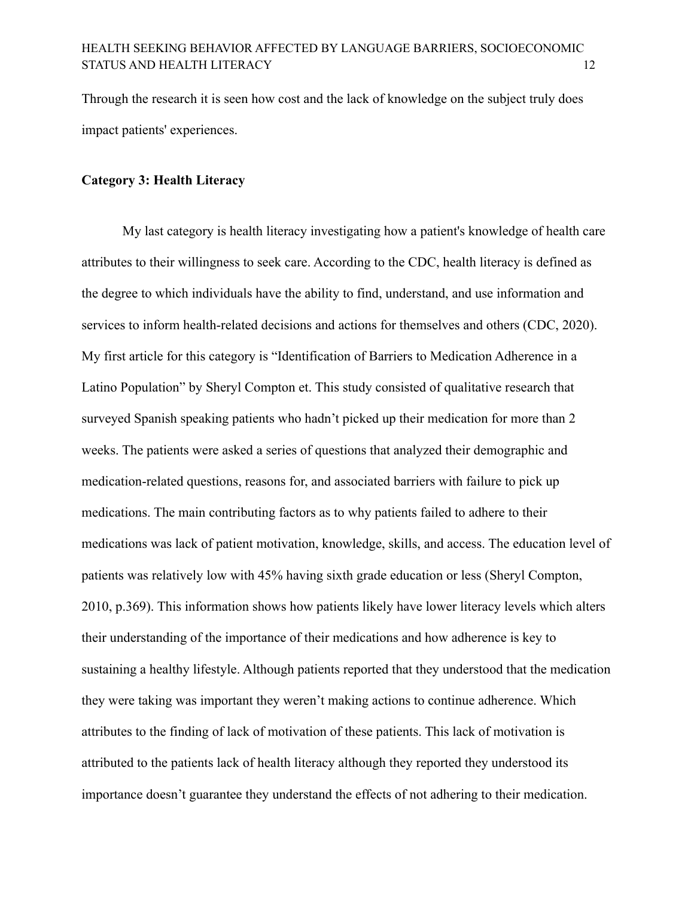Through the research it is seen how cost and the lack of knowledge on the subject truly does impact patients' experiences.

**Category 3: Health Literacy**

My last category is health literacy investigating how a patient's knowledge of health care attributes to their willingness to seek care. According to the CDC, health literacy is defined as the degree to which individuals have the ability to find, understand, and use information and services to inform health-related decisions and actions for themselves and others (CDC, 2020). My first article for this category is “Identification of Barriers to Medication Adherence in a Latino Population” by Sheryl Compton et. This study consisted of qualitative research that surveyed Spanish speaking patients who hadn’t picked up their medication for more than 2 weeks. The patients were asked a series of questions that analyzed their demographic and medication-related questions, reasons for, and associated barriers with failure to pick up medications. The main contributing factors as to why patients failed to adhere to their medications was lack of patient motivation, knowledge, skills, and access. The education level of patients was relatively low with 45% having sixth grade education or less (Sheryl Compton, 2010, p.369). This information shows how patients likely have lower literacy levels which alters their understanding of the importance of their medications and how adherence is key to sustaining a healthy lifestyle. Although patients reported that they understood that the medication they were taking was important they weren’t making actions to continue adherence. Which attributes to the finding of lack of motivation of these patients. This lack of motivation is attributed to the patients lack of health literacy although they reported they understood its importance doesn’t guarantee they understand the effects of not adhering to their medication.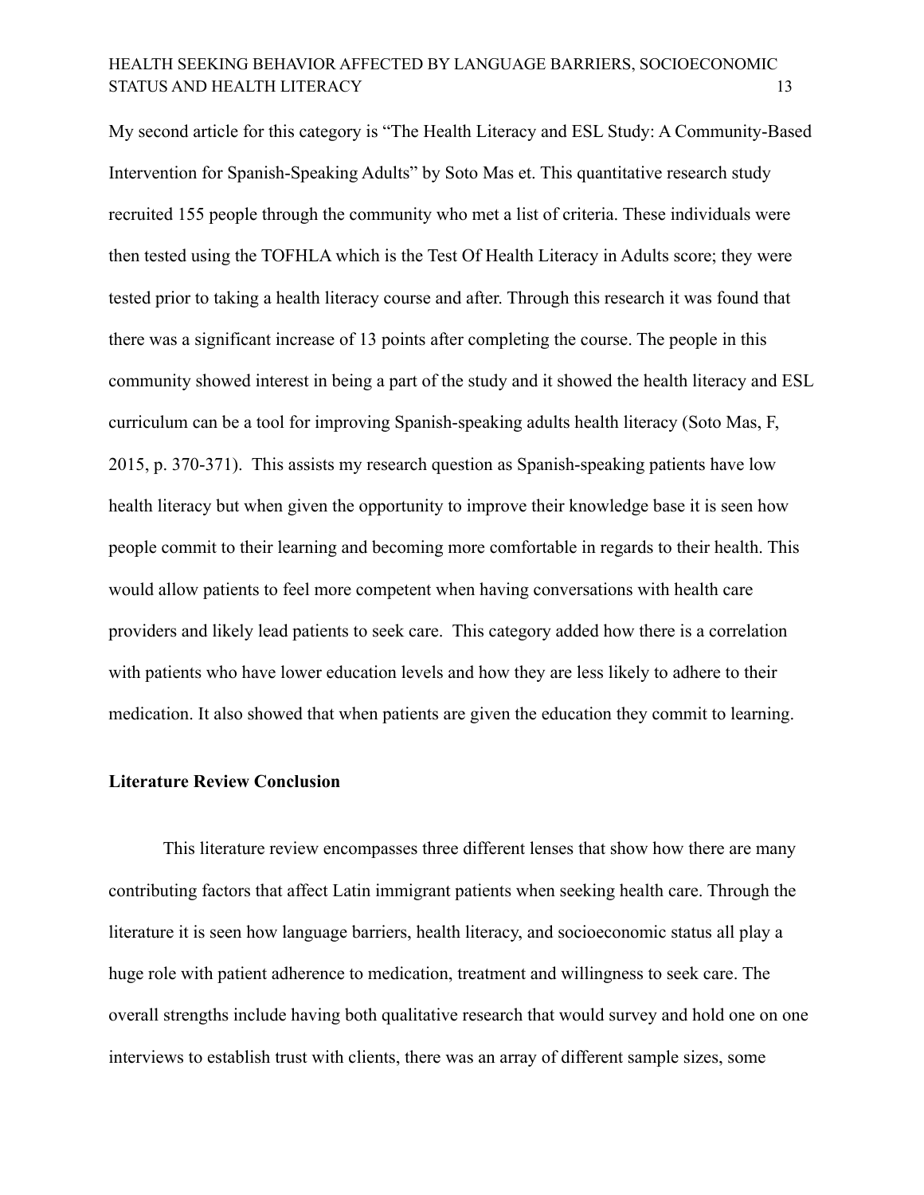My second article for this category is "The Health Literacy and ESL Study: A Community-Based Intervention for Spanish-Speaking Adults" by Soto Mas et. This quantitative research study recruited 155 people through the community who met a list of criteria. These individuals were then tested using the TOFHLA which is the Test Of Health Literacy in Adults score; they were tested prior to taking a health literacy course and after. Through this research it was found that there was a significant increase of 13 points after completing the course. The people in this community showed interest in being a part of the study and it showed the health literacy and ESL curriculum can be a tool for improving Spanish-speaking adults health literacy (Soto Mas, F, 2015, p. 370-371). This assists my research question as Spanish-speaking patients have low health literacy but when given the opportunity to improve their knowledge base it is seen how people commit to their learning and becoming more comfortable in regards to their health. This would allow patients to feel more competent when having conversations with health care providers and likely lead patients to seek care. This category added how there is a correlation with patients who have lower education levels and how they are less likely to adhere to their medication. It also showed that when patients are given the education they commit to learning.

**Literature Review Conclusion**

This literature review encompasses three different lenses that show how there are many contributing factors that affect Latin immigrant patients when seeking health care. Through the literature it is seen how language barriers, health literacy, and socioeconomic status all play a huge role with patient adherence to medication, treatment and willingness to seek care. The overall strengths include having both qualitative research that would survey and hold one on one interviews to establish trust with clients, there was an array of different sample sizes, some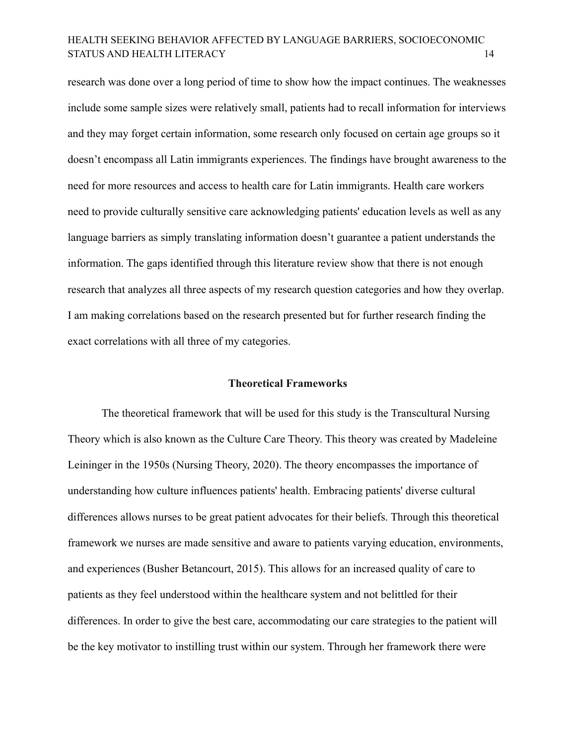research was done over a long period of time to show how the impact continues. The weaknesses include some sample sizes were relatively small, patients had to recall information for interviews and they may forget certain information, some research only focused on certain age groups so it doesn't encompass all Latin immigrants experiences. The findings have brought awareness to the need for more resources and access to health care for Latin immigrants. Health care workers need to provide culturally sensitive care acknowledging patients' education levels as well as any language barriers as simply translating information doesn't guarantee a patient understands the information. The gaps identified through this literature review show that there is not enough research that analyzes all three aspects of my research question categories and how they overlap. I am making correlations based on the research presented but for further research finding the exact correlations with all three of my categories.

## Theoretical Frameworks

The theoretical framework that will be used for this study is the Transcultural Nursing Theory which is also known as the Culture Care Theory. This theory was created by Madeleine Leininger in the 1950s (Nursing Theory, 2020). The theory encompasses the importance of understanding how culture influences patients' health. Embracing patients' diverse cultural differences allows nurses to be great patient advocates for their beliefs. Through this theoretical framework we nurses are made sensitive and aware to patients varying education, environments, and experiences (Busher Betancourt, 2015). This allows for an increased quality of care to patients as they feel understood within the healthcare system and not belittled for their differences. In order to give the best care, accommodating our care strategies to the patient will be the key motivator to instilling trust within our system. Through her framework there were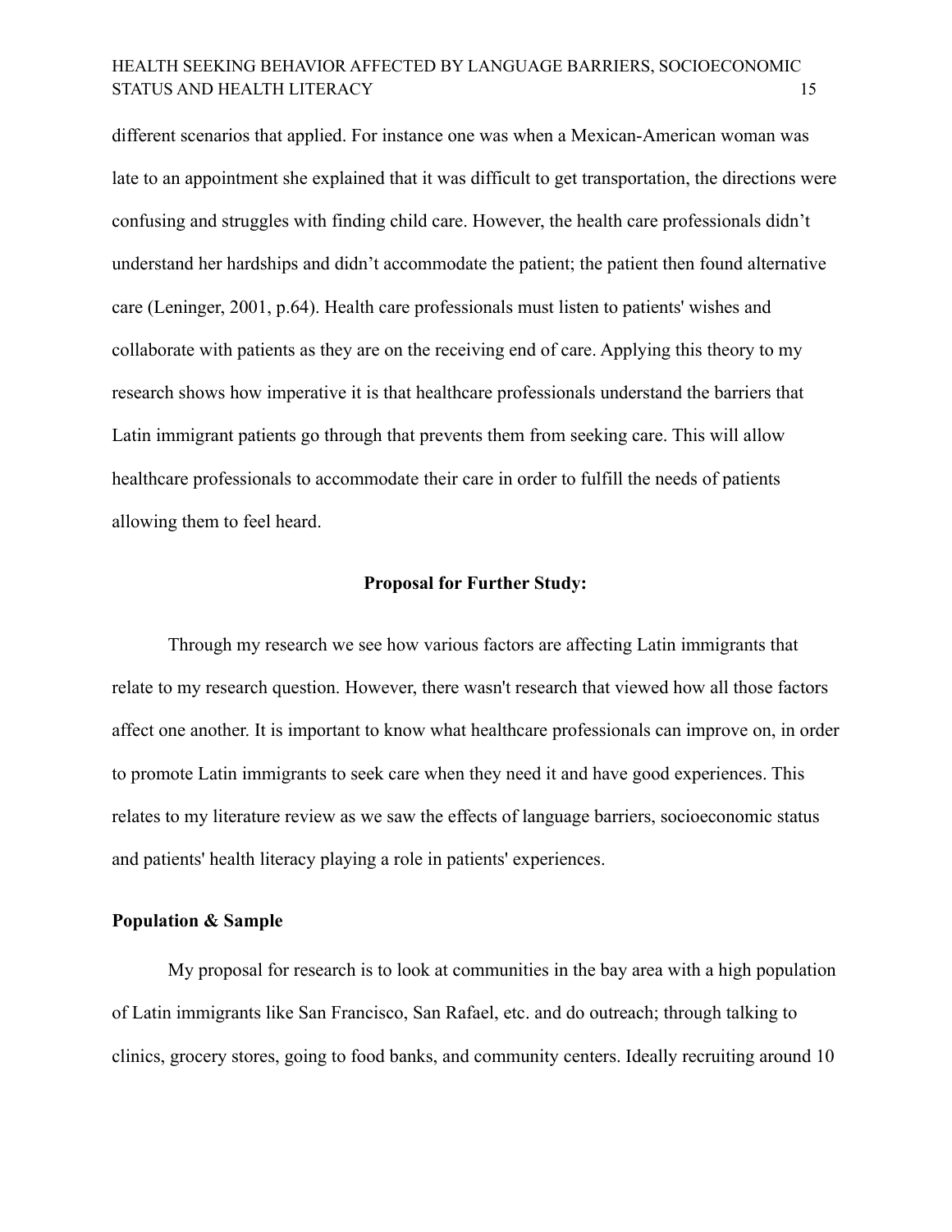different scenarios that applied. For instance one was when a Mexican-American woman was late to an appointment she explained that it was difficult to get transportation, the directions were confusing and struggles with finding child care. However, the health care professionals didn't understand her hardships and didn't accommodate the patient; the patient then found alternative care (Leninger, 2001, p.64). Health care professionals must listen to patients' wishes and collaborate with patients as they are on the receiving end of care. Applying this theory to my research shows how imperative it is that healthcare professionals understand the barriers that Latin immigrant patients go through that prevents them from seeking care. This will allow healthcare professionals to accommodate their care in order to fulfill the needs of patients allowing them to feel heard.

## Proposal for Further Study:

Through my research we see how various factors are affecting Latin immigrants that relate to my research question. However, there wasn't research that viewed how all those factors affect one another. It is important to know what healthcare professionals can improve on, in order to promote Latin immigrants to seek care when they need it and have good experiences. This relates to my literature review as we saw the effects of language barriers, socioeconomic status and patients' health literacy playing a role in patients' experiences.

### Population & Sample

My proposal for research is to look at communities in the bay area with a high population of Latin immigrants like San Francisco, San Rafael, etc. and do outreach; through talking to clinics, grocery stores, going to food banks, and community centers. Ideally recruiting around 10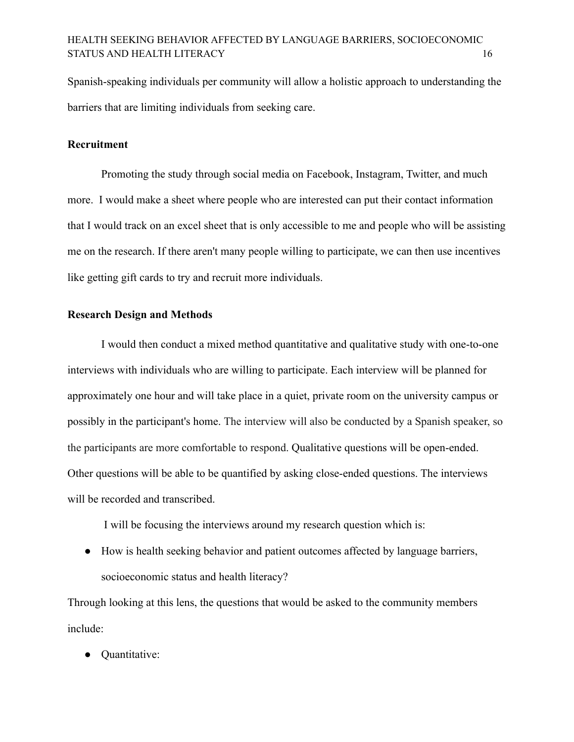Spanish-speaking individuals per community will allow a holistic approach to understanding the barriers that are limiting individuals from seeking care.

**Recruitment**

Promoting the study through social media on Facebook, Instagram, Twitter, and much more. I would make a sheet where people who are interested can put their contact information that I would track on an excel sheet that is only accessible to me and people who will be assisting me on the research. If there aren't many people willing to participate, we can then use incentives like getting gift cards to try and recruit more individuals.

**Research Design and Methods**

I would then conduct a mixed method quantitative and qualitative study with one-to-one interviews with individuals who are willing to participate. Each interview will be planned for approximately one hour and will take place in a quiet, private room on the university campus or possibly in the participant's home. The interview will also be conducted by a Spanish speaker, so the participants are more comfortable to respond. Qualitative questions will be open-ended. Other questions will be able to be quantified by asking close-ended questions. The interviews will be recorded and transcribed.

I will be focusing the interviews around my research question which is:

- How is health seeking behavior and patient outcomes affected by language barriers, socioeconomic status and health literacy?

Through looking at this lens, the questions that would be asked to the community members include:

- Quantitative: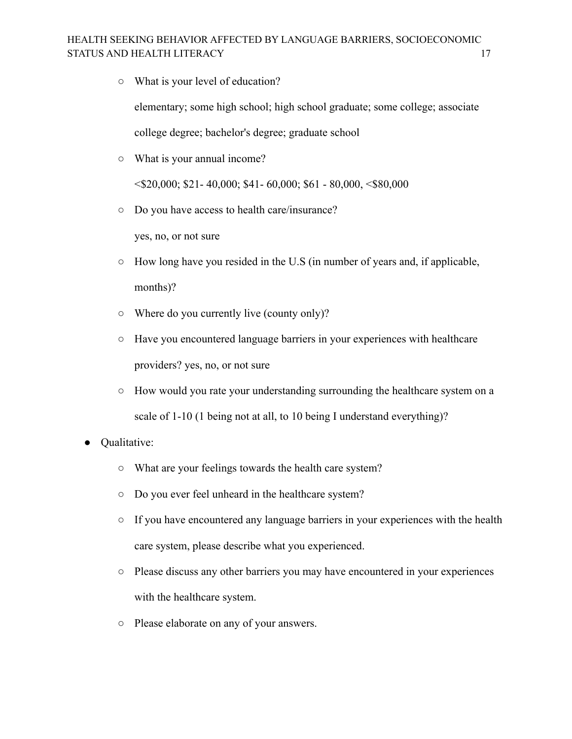- What is your level of education?

  elementary; some high school; high school graduate; some college; associate college degree; bachelor's degree; graduate school

- What is your annual income?

  <$20,000; $21- 40,000; $41- 60,000; $61 - 80,000, <$80,000

- Do you have access to health care/insurance?

  yes, no, or not sure

- How long have you resided in the U.S (in number of years and, if applicable, months)?
- Where do you currently live (county only)?
- Have you encountered language barriers in your experiences with healthcare providers? yes, no, or not sure
- How would you rate your understanding surrounding the healthcare system on a scale of 1-10 (1 being not at all, to 10 being I understand everything)?

* Qualitative:
  - What are your feelings towards the health care system?
  - Do you ever feel unheard in the healthcare system?
  - If you have encountered any language barriers in your experiences with the health care system, please describe what you experienced.
  - Please discuss any other barriers you may have encountered in your experiences with the healthcare system.
  - Please elaborate on any of your answers.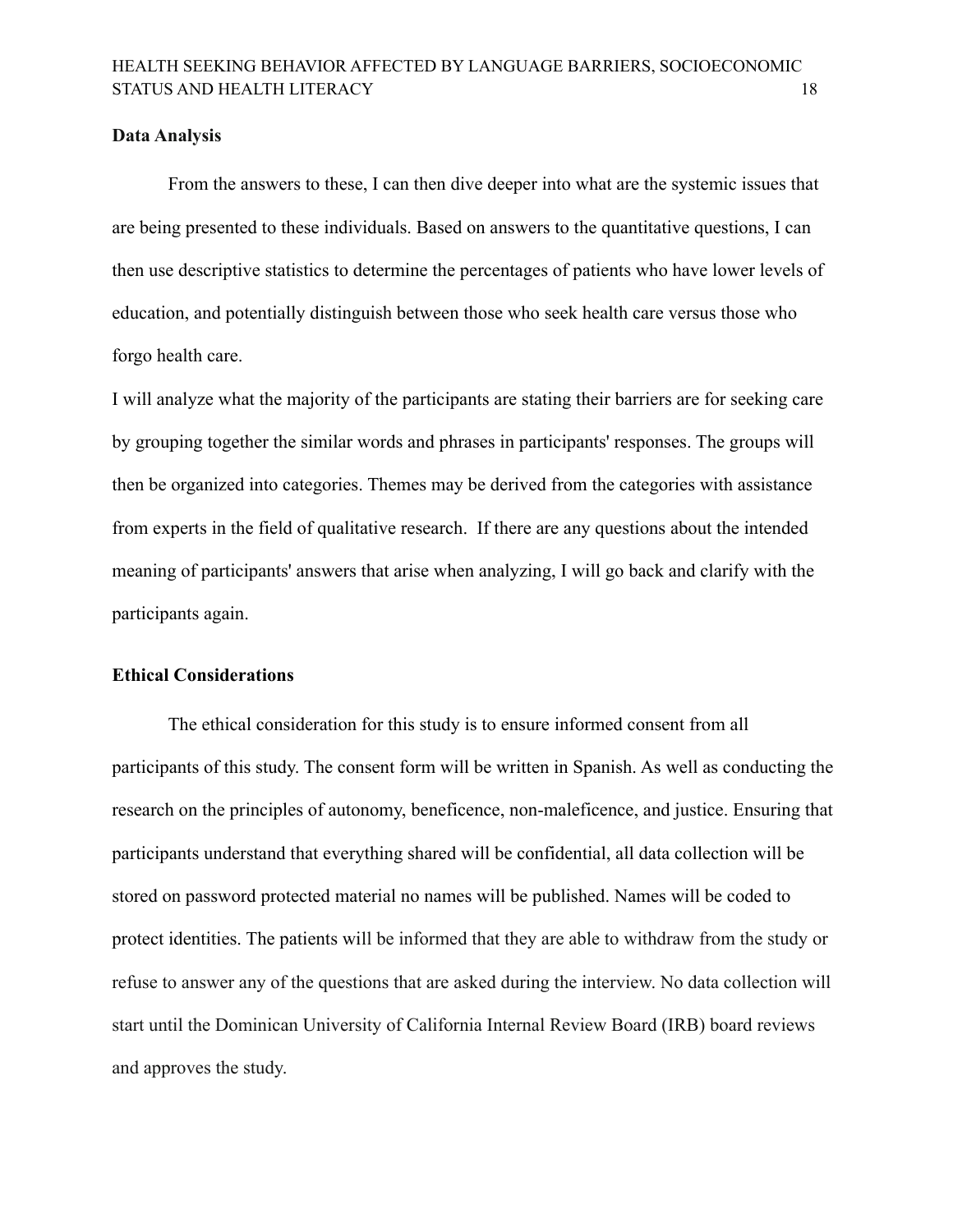## Data Analysis

From the answers to these, I can then dive deeper into what are the systemic issues that are being presented to these individuals. Based on answers to the quantitative questions, I can then use descriptive statistics to determine the percentages of patients who have lower levels of education, and potentially distinguish between those who seek health care versus those who forgo health care.

I will analyze what the majority of the participants are stating their barriers are for seeking care by grouping together the similar words and phrases in participants' responses. The groups will then be organized into categories. Themes may be derived from the categories with assistance from experts in the field of qualitative research. If there are any questions about the intended meaning of participants' answers that arise when analyzing, I will go back and clarify with the participants again.

## Ethical Considerations

The ethical consideration for this study is to ensure informed consent from all participants of this study. The consent form will be written in Spanish. As well as conducting the research on the principles of autonomy, beneficence, non-maleficence, and justice. Ensuring that participants understand that everything shared will be confidential, all data collection will be stored on password protected material no names will be published. Names will be coded to protect identities. The patients will be informed that they are able to withdraw from the study or refuse to answer any of the questions that are asked during the interview. No data collection will start until the Dominican University of California Internal Review Board (IRB) board reviews and approves the study.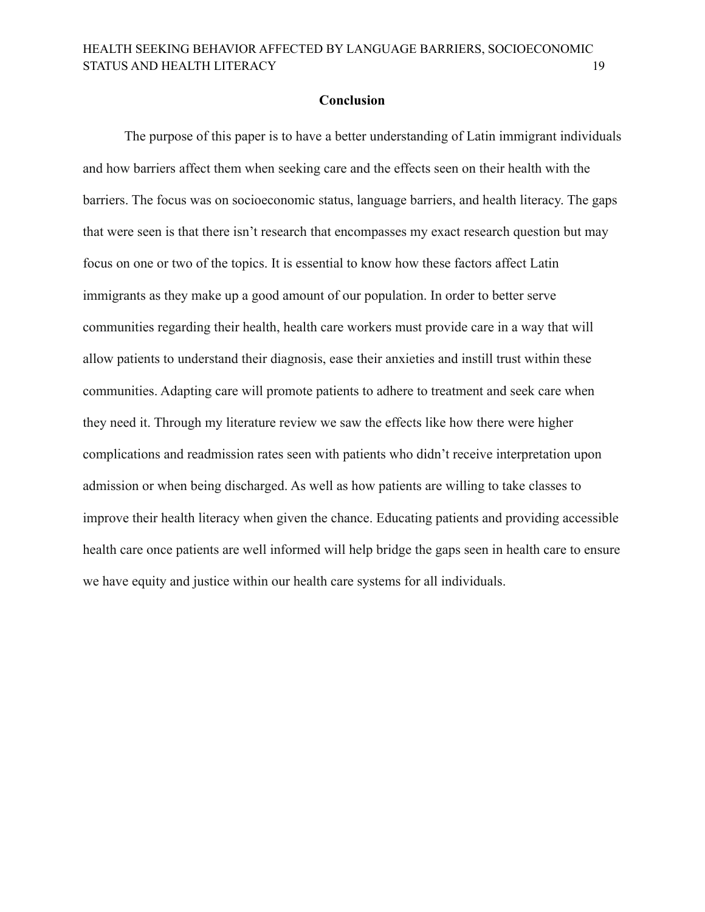## Conclusion

The purpose of this paper is to have a better understanding of Latin immigrant individuals and how barriers affect them when seeking care and the effects seen on their health with the barriers. The focus was on socioeconomic status, language barriers, and health literacy. The gaps that were seen is that there isn't research that encompasses my exact research question but may focus on one or two of the topics. It is essential to know how these factors affect Latin immigrants as they make up a good amount of our population. In order to better serve communities regarding their health, health care workers must provide care in a way that will allow patients to understand their diagnosis, ease their anxieties and instill trust within these communities. Adapting care will promote patients to adhere to treatment and seek care when they need it. Through my literature review we saw the effects like how there were higher complications and readmission rates seen with patients who didn't receive interpretation upon admission or when being discharged. As well as how patients are willing to take classes to improve their health literacy when given the chance. Educating patients and providing accessible health care once patients are well informed will help bridge the gaps seen in health care to ensure we have equity and justice within our health care systems for all individuals.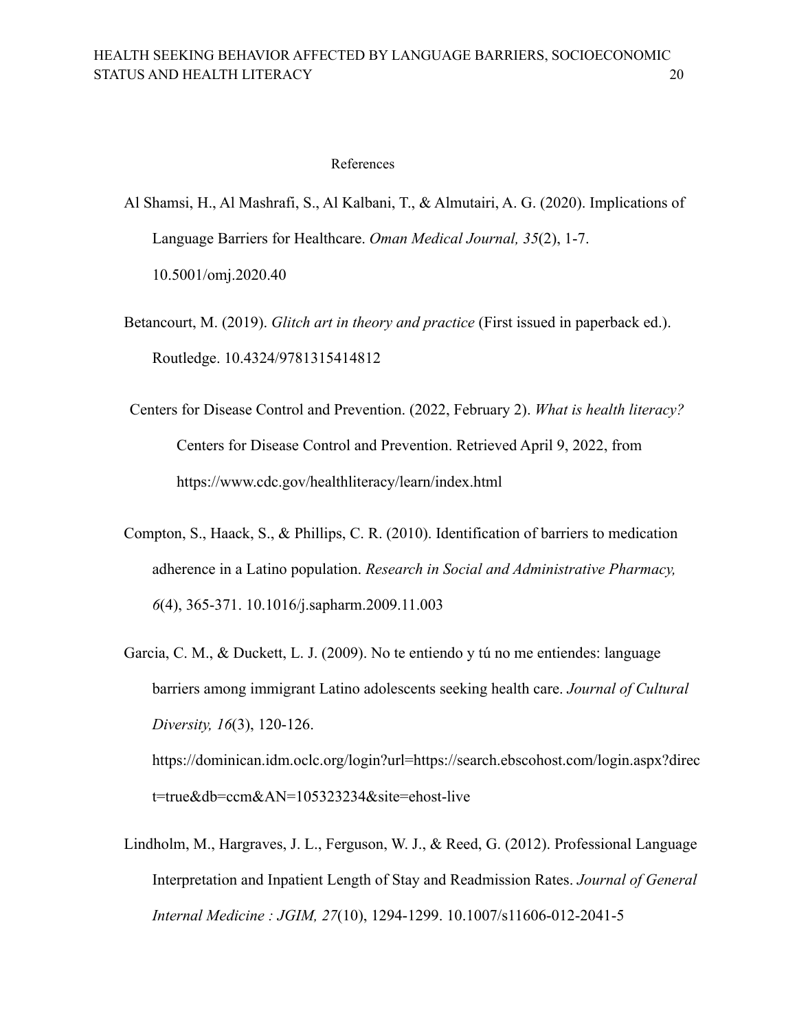# References

Al Shamsi, H., Al Mashrafi, S., Al Kalbani, T., & Almutairi, A. G. (2020). Implications of Language Barriers for Healthcare. *Oman Medical Journal, 35*(2), 1-7. 10.5001/omj.2020.40

Betancourt, M. (2019). *Glitch art in theory and practice* (First issued in paperback ed.). Routledge. 10.4324/9781315414812

Centers for Disease Control and Prevention. (2022, February 2). *What is health literacy?* Centers for Disease Control and Prevention. Retrieved April 9, 2022, from https://www.cdc.gov/healthliteracy/learn/index.html

Compton, S., Haack, S., & Phillips, C. R. (2010). Identification of barriers to medication adherence in a Latino population. *Research in Social and Administrative Pharmacy, 6*(4), 365-371. 10.1016/j.sapharm.2009.11.003

Garcia, C. M., & Duckett, L. J. (2009). No te entiendo y tú no me entiendes: language barriers among immigrant Latino adolescents seeking health care. *Journal of Cultural Diversity, 16*(3), 120-126. https://dominican.idm.oclc.org/login?url=https://search.ebscohost.com/login.aspx?direct=true&db=ccm&AN=105323234&site=ehost-live

Lindholm, M., Hargraves, J. L., Ferguson, W. J., & Reed, G. (2012). Professional Language Interpretation and Inpatient Length of Stay and Readmission Rates. *Journal of General Internal Medicine : JGIM, 27*(10), 1294-1299. 10.1007/s11606-012-2041-5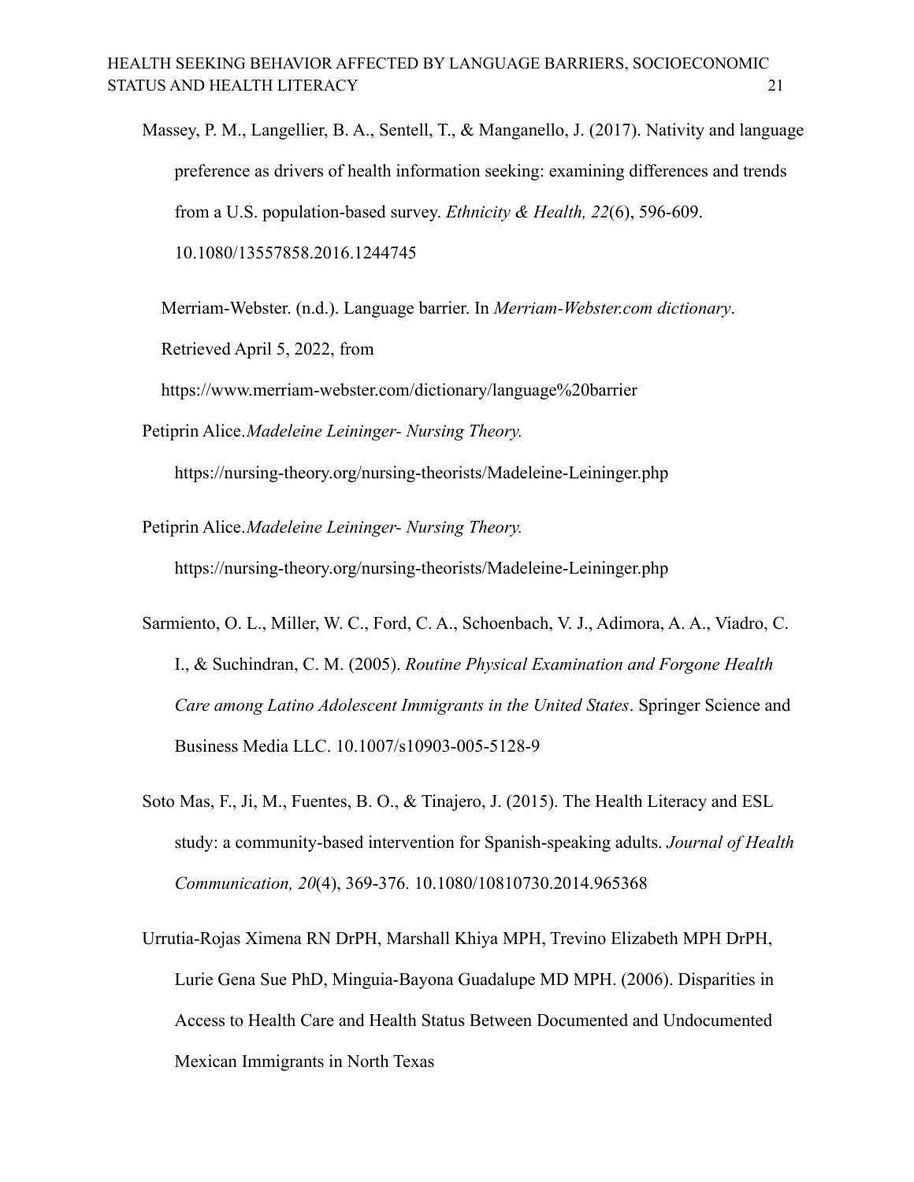Massey, P. M., Langellier, B. A., Sentell, T., & Manganello, J. (2017). Nativity and language preference as drivers of health information seeking: examining differences and trends from a U.S. population-based survey. *Ethnicity & Health, 22*(6), 596-609. 10.1080/13557858.2016.1244745

Merriam-Webster. (n.d.). Language barrier. In *Merriam-Webster.com dictionary*. Retrieved April 5, 2022, from https://www.merriam-webster.com/dictionary/language%20barrier

Petiprin Alice.*Madeleine Leininger- Nursing Theory.* https://nursing-theory.org/nursing-theorists/Madeleine-Leininger.php

Petiprin Alice.*Madeleine Leininger- Nursing Theory.* https://nursing-theory.org/nursing-theorists/Madeleine-Leininger.php

Sarmiento, O. L., Miller, W. C., Ford, C. A., Schoenbach, V. J., Adimora, A. A., Viadro, C. I., & Suchindran, C. M. (2005). *Routine Physical Examination and Forgone Health Care among Latino Adolescent Immigrants in the United States*. Springer Science and Business Media LLC. 10.1007/s10903-005-5128-9

Soto Mas, F., Ji, M., Fuentes, B. O., & Tinajero, J. (2015). The Health Literacy and ESL study: a community-based intervention for Spanish-speaking adults. *Journal of Health Communication, 20*(4), 369-376. 10.1080/10810730.2014.965368

Urrutia-Rojas Ximena RN DrPH, Marshall Khiya MPH, Trevino Elizabeth MPH DrPH, Lurie Gena Sue PhD, Minguia-Bayona Guadalupe MD MPH. (2006). Disparities in Access to Health Care and Health Status Between Documented and Undocumented Mexican Immigrants in North Texas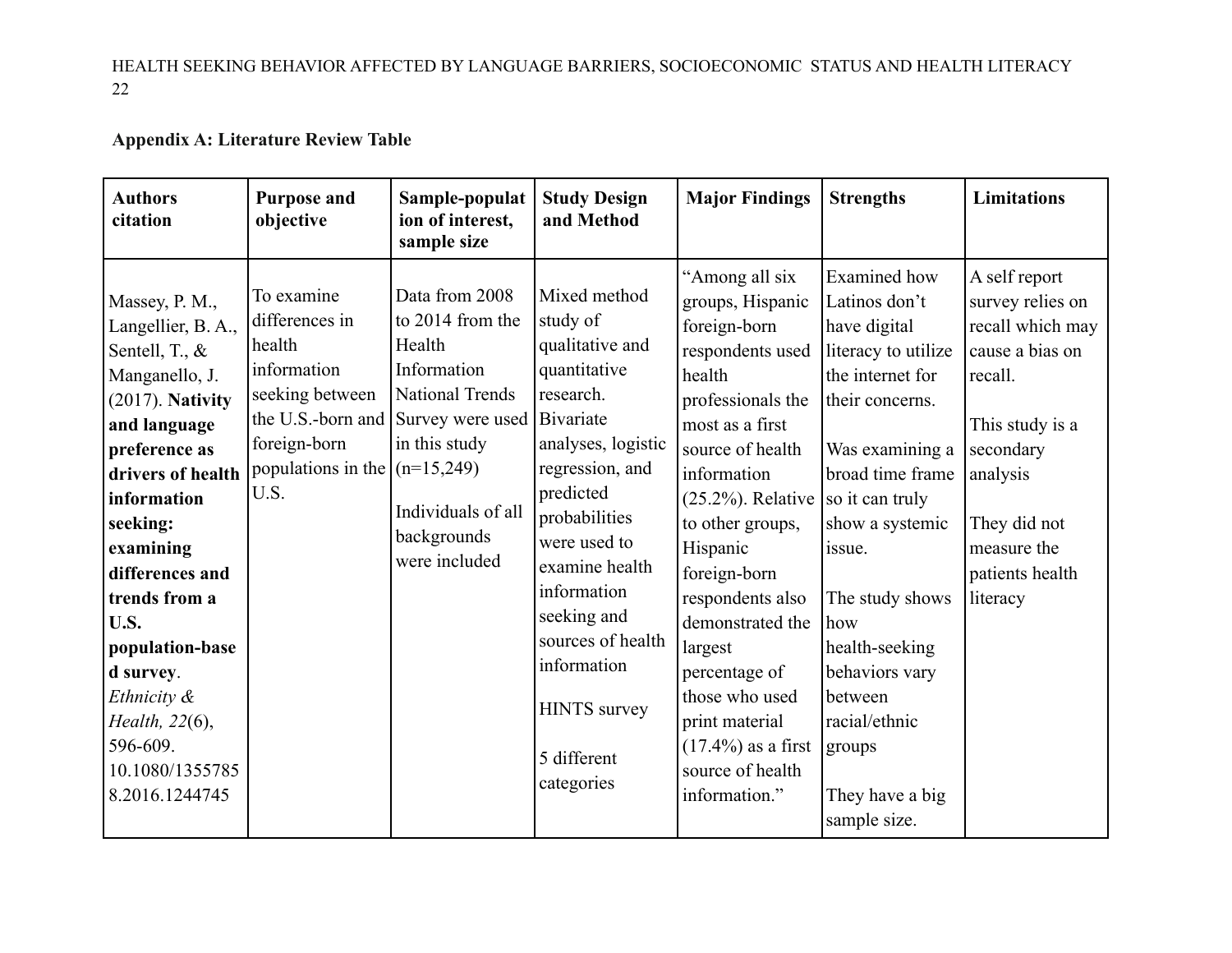**Appendix A: Literature Review Table**

| Authors citation | Purpose and objective | Sample-population of interest, sample size | Study Design and Method | Major Findings | Strengths | Limitations |
|---|---|---|---|---|---|---|
| Massey, P. M., Langellier, B. A., Sentell, T., & Manganello, J. (2017). **Nativity and language preference as drivers of health information seeking: examining differences and trends from a U.S. population-based survey**. *Ethnicity & Health, 22*(6), 596-609. 10.1080/13557858.2016.1244745 | To examine differences in health information seeking between the U.S.-born and foreign-born populations in the U.S. | Data from 2008 to 2014 from the Health Information National Trends Survey were used in this study (n=15,249)<br><br>Individuals of all backgrounds were included | Mixed method study of qualitative and quantitative research. Bivariate analyses, logistic regression, and predicted probabilities were used to examine health information seeking and sources of health information<br><br>HINTS survey<br><br>5 different categories | "Among all six groups, Hispanic foreign-born respondents used health professionals the most as a first source of health information (25.2%). Relative to other groups, Hispanic foreign-born respondents also demonstrated the largest percentage of those who used print material (17.4%) as a first source of health information." | Examined how Latinos don't have digital literacy to utilize the internet for their concerns.<br><br>Was examining a broad time frame so it can truly show a systemic issue.<br><br>The study shows how health-seeking behaviors vary between racial/ethnic groups<br><br>They have a big sample size. | A self report survey relies on recall which may cause a bias on recall.<br><br>This study is a secondary analysis<br><br>They did not measure the patients health literacy |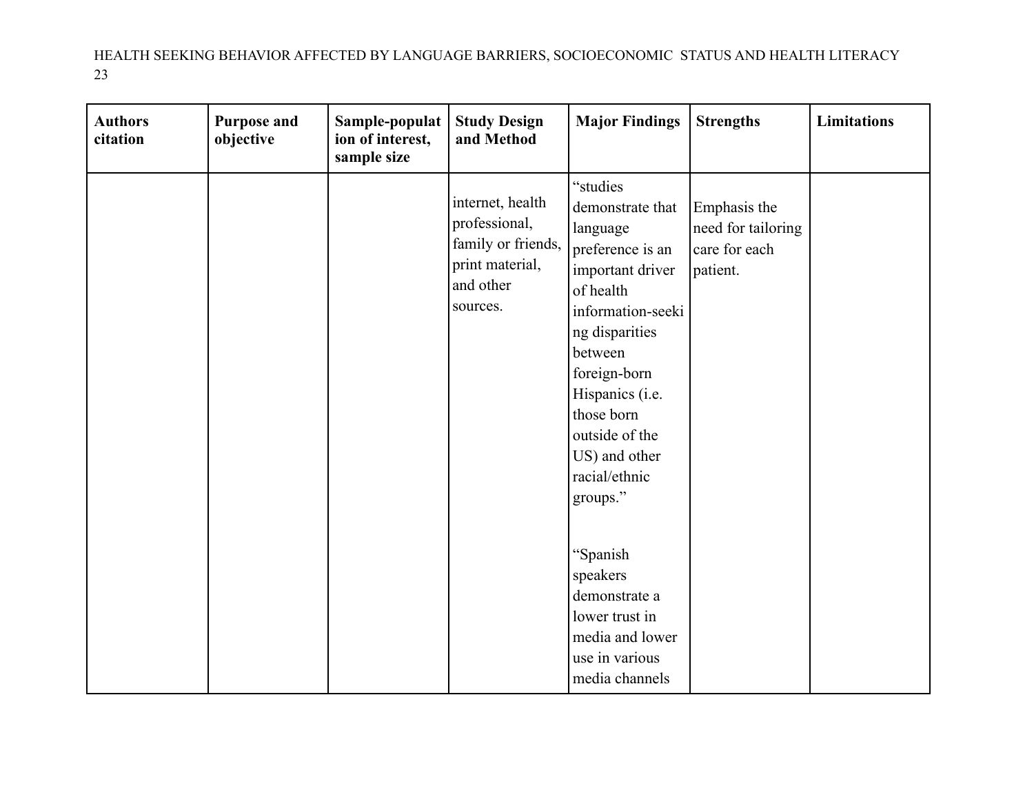| Authors citation | Purpose and objective | Sample-population of interest, sample size | Study Design and Method | Major Findings | Strengths | Limitations |
|---|---|---|---|---|---|---|
| | | | internet, health professional, family or friends, print material, and other sources. | “studies demonstrate that language preference is an important driver of health information-seeking disparities between foreign-born Hispanics (i.e. those born outside of the US) and other racial/ethnic groups.” “Spanish speakers demonstrate a lower trust in media and lower use in various media channels | Emphasis the need for tailoring care for each patient. | |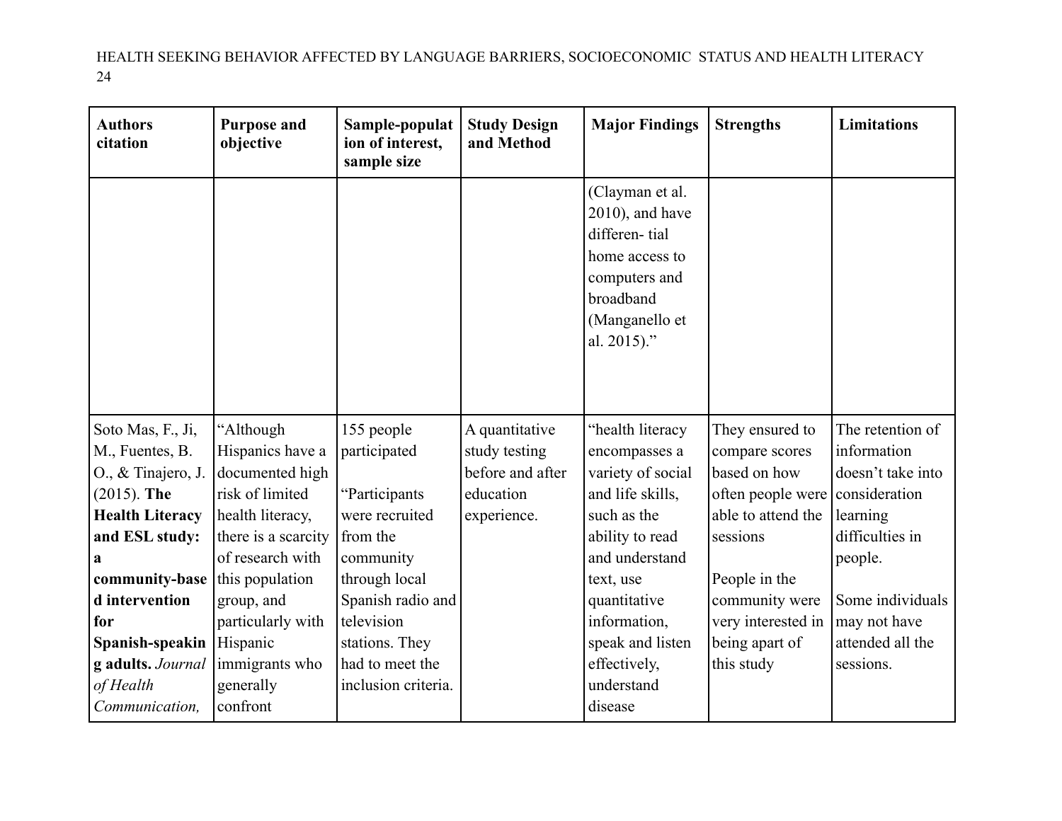| Authors citation | Purpose and objective | Sample-population of interest, sample size | Study Design and Method | Major Findings | Strengths | Limitations |
|---|---|---|---|---|---|---|
| | | | | (Clayman et al. 2010), and have differen- tial home access to computers and broadband (Manganello et al. 2015)." | | |
| Soto Mas, F., Ji, M., Fuentes, B. O., & Tinajero, J. (2015). **The Health Literacy and ESL study: a community-based intervention for Spanish-speaking adults.** *Journal of Health Communication,* | "Although Hispanics have a documented high risk of limited health literacy, there is a scarcity of research with this population group, and particularly with Hispanic immigrants who generally confront | 155 people participated<br><br>"Participants were recruited from the community through local Spanish radio and television stations. They had to meet the inclusion criteria. | A quantitative study testing before and after education experience. | "health literacy encompasses a variety of social and life skills, such as the ability to read and understand text, use quantitative information, speak and listen effectively, understand disease | They ensured to compare scores based on how often people were able to attend the sessions<br><br>People in the community were very interested in being apart of this study | The retention of information doesn't take into consideration learning difficulties in people.<br><br>Some individuals may not have attended all the sessions. |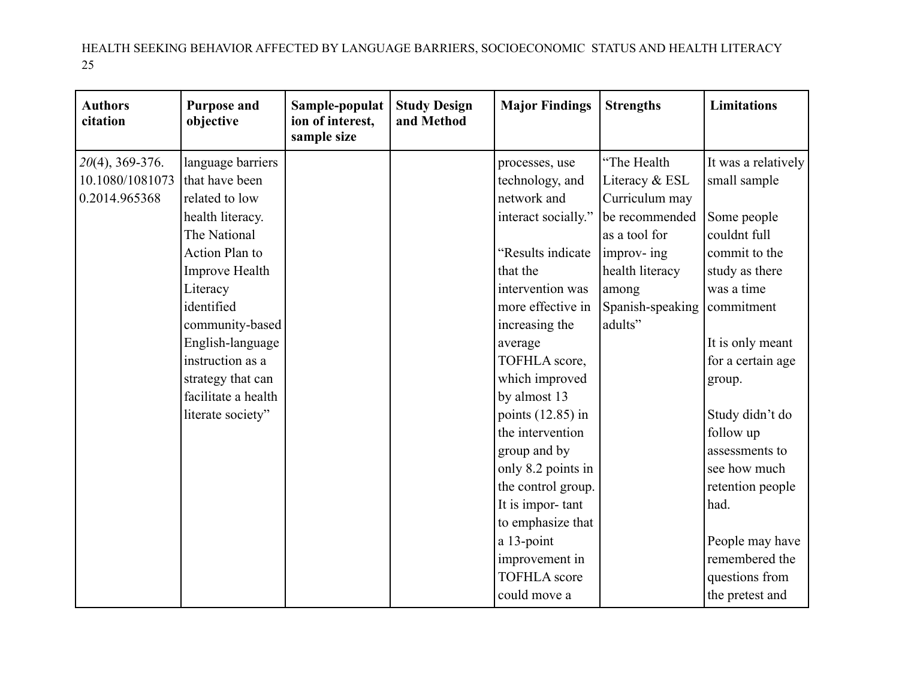| Authors citation | Purpose and objective | Sample-population of interest, sample size | Study Design and Method | Major Findings | Strengths | Limitations |
|---|---|---|---|---|---|---|
| *20*(4), 369-376. 10.1080/10810730.2014.965368 | language barriers that have been related to low health literacy. The National Action Plan to Improve Health Literacy identified community-based English-language instruction as a strategy that can facilitate a health literate society” | | | processes, use technology, and network and interact socially.” “Results indicate that the intervention was more effective in increasing the average TOFHLA score, which improved by almost 13 points (12.85) in the intervention group and by only 8.2 points in the control group. It is impor- tant to emphasize that a 13-point improvement in TOFHLA score could move a | “The Health Literacy & ESL Curriculum may be recommended as a tool for improv- ing health literacy among Spanish-speaking adults” | It was a relatively small sample Some people couldnt full commit to the study as there was a time commitment It is only meant for a certain age group. Study didn’t do follow up assessments to see how much retention people had. People may have remembered the questions from the pretest and |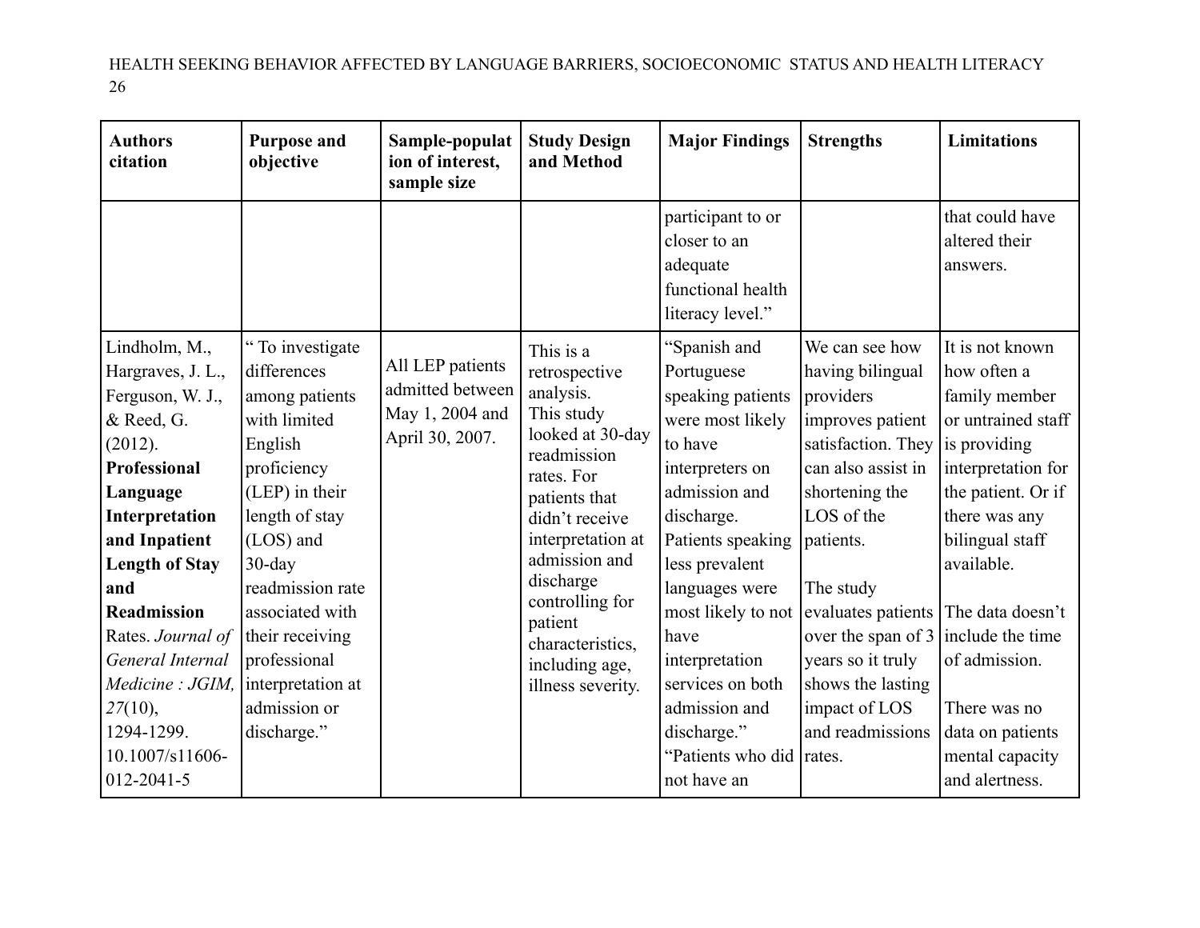| Authors citation | Purpose and objective | Sample-population of interest, sample size | Study Design and Method | Major Findings | Strengths | Limitations |
|---|---|---|---|---|---|---|
| | | | | participant to or closer to an adequate functional health literacy level." | | that could have altered their answers. |
| Lindholm, M., Hargraves, J. L., Ferguson, W. J., & Reed, G. (2012). **Professional Language Interpretation and Inpatient Length of Stay and Readmission** Rates. *Journal of General Internal Medicine : JGIM, 27*(10), 1294-1299. 10.1007/s11606-012-2041-5 | " To investigate differences among patients with limited English proficiency (LEP) in their length of stay (LOS) and 30-day readmission rate associated with their receiving professional interpretation at admission or discharge." | All LEP patients admitted between May 1, 2004 and April 30, 2007. | This is a retrospective analysis. This study looked at 30-day readmission rates. For patients that didn't receive interpretation at admission and discharge controlling for patient characteristics, including age, illness severity. | "Spanish and Portuguese speaking patients were most likely to have interpreters on admission and discharge. Patients speaking less prevalent languages were most likely to not have interpretation services on both admission and discharge." "Patients who did not have an | We can see how having bilingual providers improves patient satisfaction. They can also assist in shortening the LOS of the patients.<br><br>The study evaluates patients over the span of 3 years so it truly shows the lasting impact of LOS and readmissions rates. | It is not known how often a family member or untrained staff is providing interpretation for the patient. Or if there was any bilingual staff available.<br><br>The data doesn't include the time of admission.<br><br>There was no data on patients mental capacity and alertness. |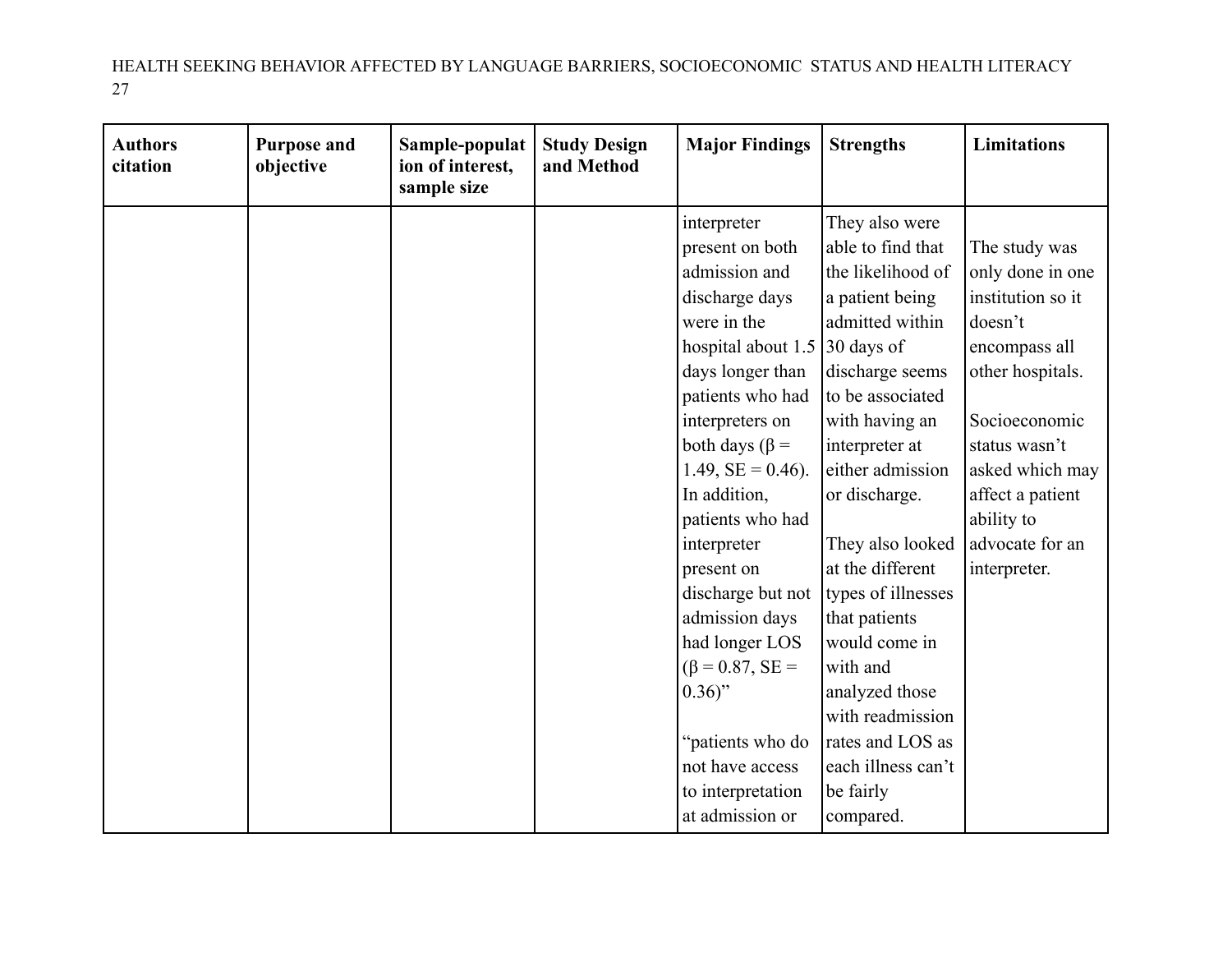| Authors citation | Purpose and objective | Sample-population of interest, sample size | Study Design and Method | Major Findings | Strengths | Limitations |
|---|---|---|---|---|---|---|
| | | | | interpreter present on both admission and discharge days were in the hospital about 1.5 days longer than patients who had interpreters on both days ($\beta = 1.49$, $SE = 0.46$). In addition, patients who had interpreter present on discharge but not admission days had longer LOS ($\beta = 0.87$, $SE = 0.36$)"<br><br>"patients who do not have access to interpretation at admission or | They also were able to find that the likelihood of a patient being admitted within 30 days of discharge seems to be associated with having an interpreter at either admission or discharge.<br><br>They also looked at the different types of illnesses that patients would come in with and analyzed those with readmission rates and LOS as each illness can't be fairly compared. | The study was only done in one institution so it doesn't encompass all other hospitals.<br><br>Socioeconomic status wasn't asked which may affect a patient ability to advocate for an interpreter. |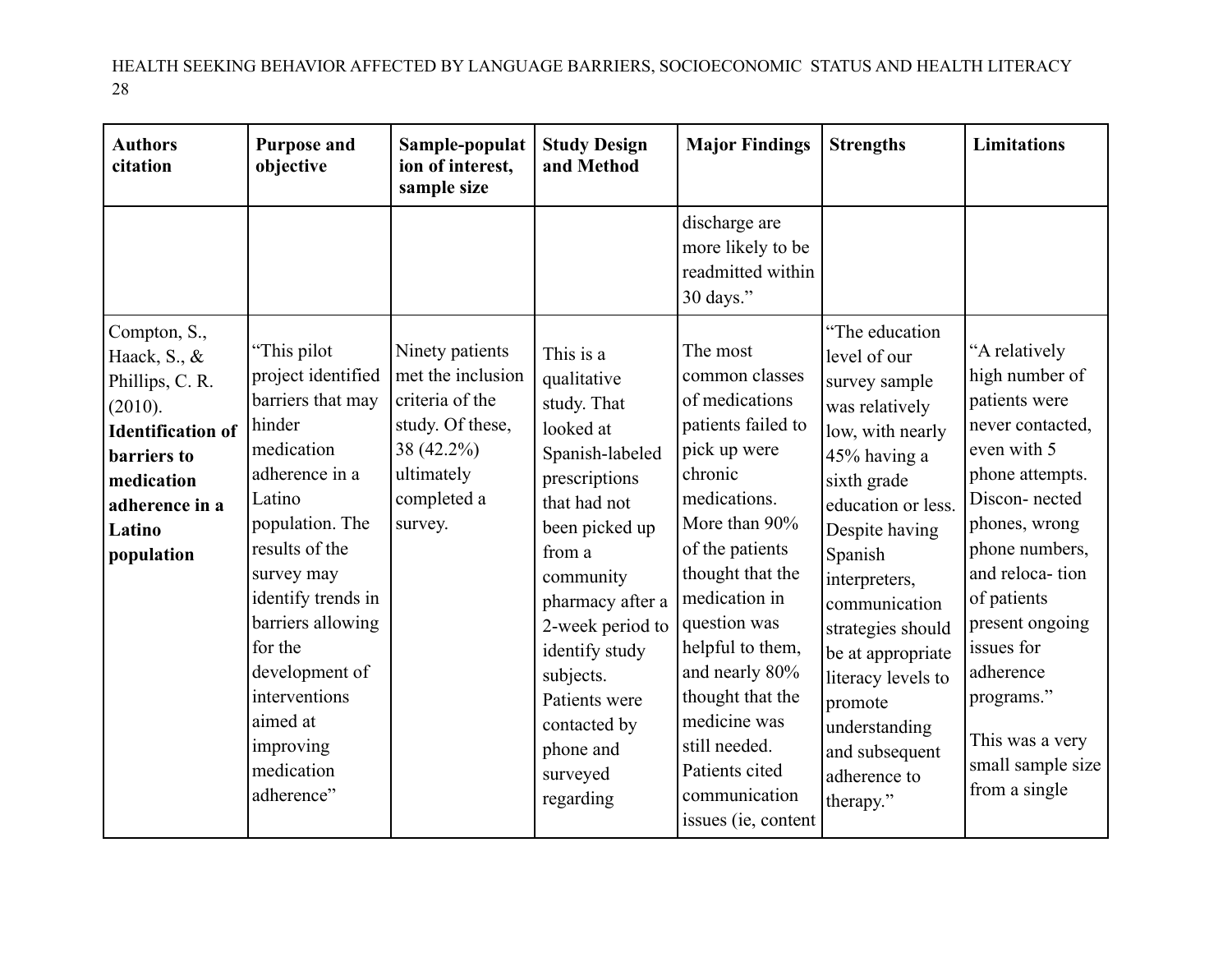| Authors citation | Purpose and objective | Sample-population of interest, sample size | Study Design and Method | Major Findings | Strengths | Limitations |
|---|---|---|---|---|---|---|
| | | | | discharge are more likely to be readmitted within 30 days." | | |
| Compton, S., Haack, S., & Phillips, C. R. (2010). **Identification of barriers to medication adherence in a Latino population** | "This pilot project identified barriers that may hinder medication adherence in a Latino population. The results of the survey may identify trends in barriers allowing for the development of interventions aimed at improving medication adherence" | Ninety patients met the inclusion criteria of the study. Of these, 38 (42.2%) ultimately completed a survey. | This is a qualitative study. That looked at Spanish-labeled prescriptions that had not been picked up from a community pharmacy after a 2-week period to identify study subjects. Patients were contacted by phone and surveyed regarding | The most common classes of medications patients failed to pick up were chronic medications. More than 90% of the patients thought that the medication in question was helpful to them, and nearly 80% thought that the medicine was still needed. Patients cited communication issues (ie, content | "The education level of our survey sample was relatively low, with nearly 45% having a sixth grade education or less. Despite having Spanish interpreters, communication strategies should be at appropriate literacy levels to promote understanding and subsequent adherence to therapy." | "A relatively high number of patients were never contacted, even with 5 phone attempts. Discon- nected phones, wrong phone numbers, and reloca- tion of patients present ongoing issues for adherence programs." This was a very small sample size from a single |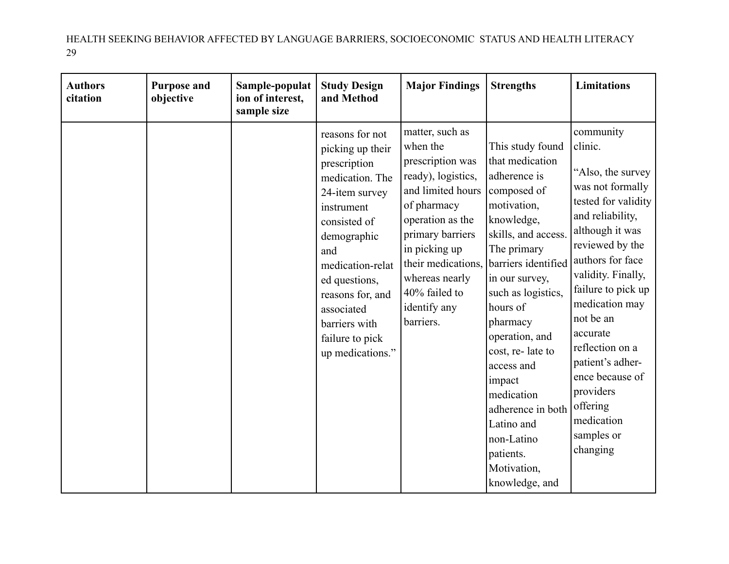| Authors citation | Purpose and objective | Sample-population of interest, sample size | Study Design and Method | Major Findings | Strengths | Limitations |
|---|---|---|---|---|---|---|
| | | | reasons for not picking up their prescription medication. The 24-item survey instrument consisted of demographic and medication-related questions, reasons for, and associated barriers with failure to pick up medications." | matter, such as when the prescription was ready), logistics, and limited hours of pharmacy operation as the primary barriers in picking up their medications, whereas nearly 40% failed to identify any barriers. | This study found that medication adherence is composed of motivation, knowledge, skills, and access. The primary barriers identified in our survey, such as logistics, hours of pharmacy operation, and cost, re- late to access and impact medication adherence in both Latino and non-Latino patients. Motivation, knowledge, and | community clinic. "Also, the survey was not formally tested for validity and reliability, although it was reviewed by the authors for face validity. Finally, failure to pick up medication may not be an accurate reflection on a patient's adher- ence because of providers offering medication samples or changing |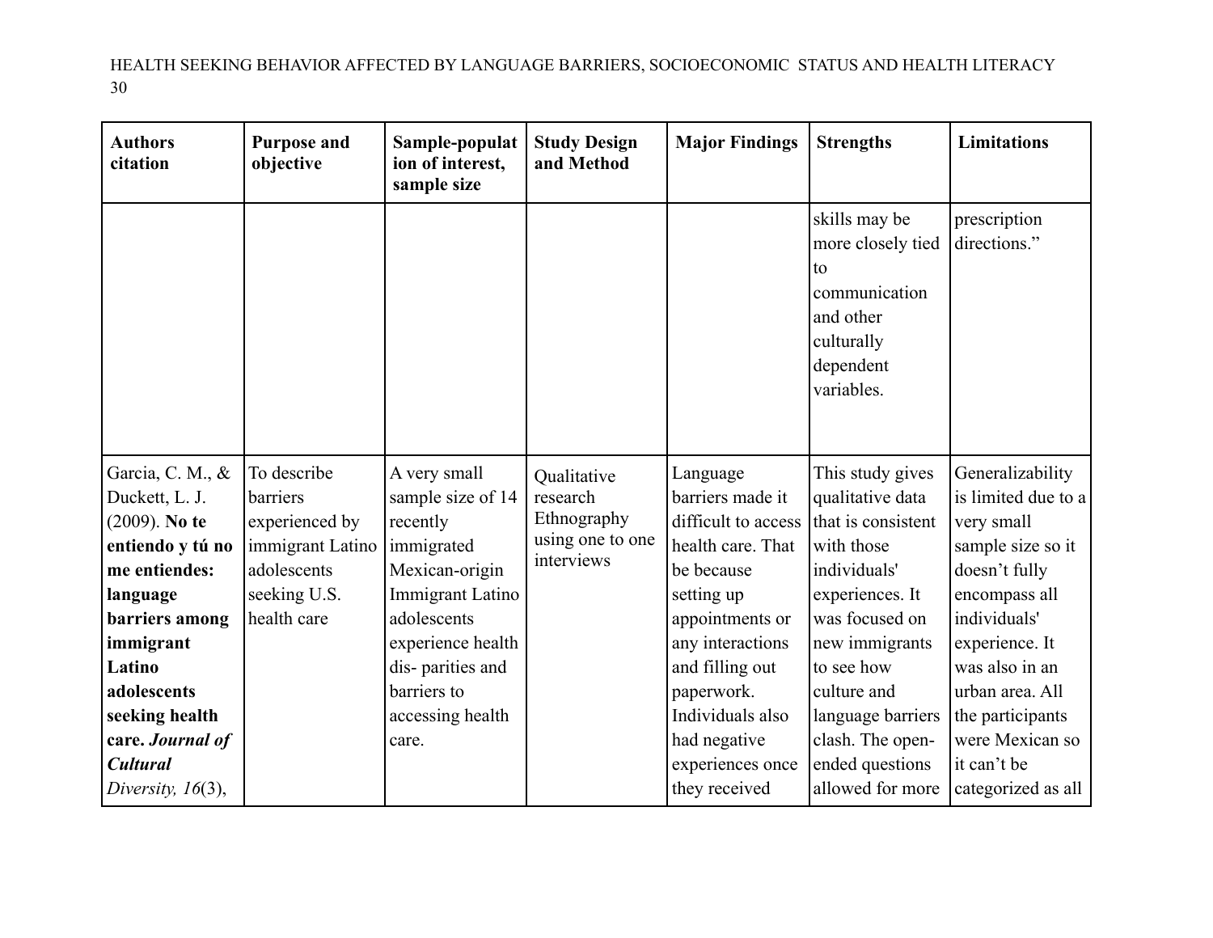| Authors citation | Purpose and objective | Sample-population of interest, sample size | Study Design and Method | Major Findings | Strengths | Limitations |
|---|---|---|---|---|---|---|
| | | | | | skills may be more closely tied to communication and other culturally dependent variables. | prescription directions." |
| Garcia, C. M., & Duckett, L. J. (2009). **No te entiendo y tú no me entiendes: language barriers among immigrant Latino adolescents seeking health care.** ***Journal of Cultural*** *Diversity, 16*(3), | To describe barriers experienced by immigrant Latino adolescents seeking U.S. health care | A very small sample size of 14 recently immigrated Mexican-origin Immigrant Latino adolescents experience health dis- parities and barriers to accessing health care. | Qualitative research Ethnography using one to one interviews | Language barriers made it difficult to access health care. That be because setting up appointments or any interactions and filling out paperwork. Individuals also had negative experiences once they received | This study gives qualitative data that is consistent with those individuals' experiences. It was focused on new immigrants to see how culture and language barriers clash. The open- ended questions allowed for more | Generalizability is limited due to a very small sample size so it doesn't fully encompass all individuals' experience. It was also in an urban area. All the participants were Mexican so it can't be categorized as all |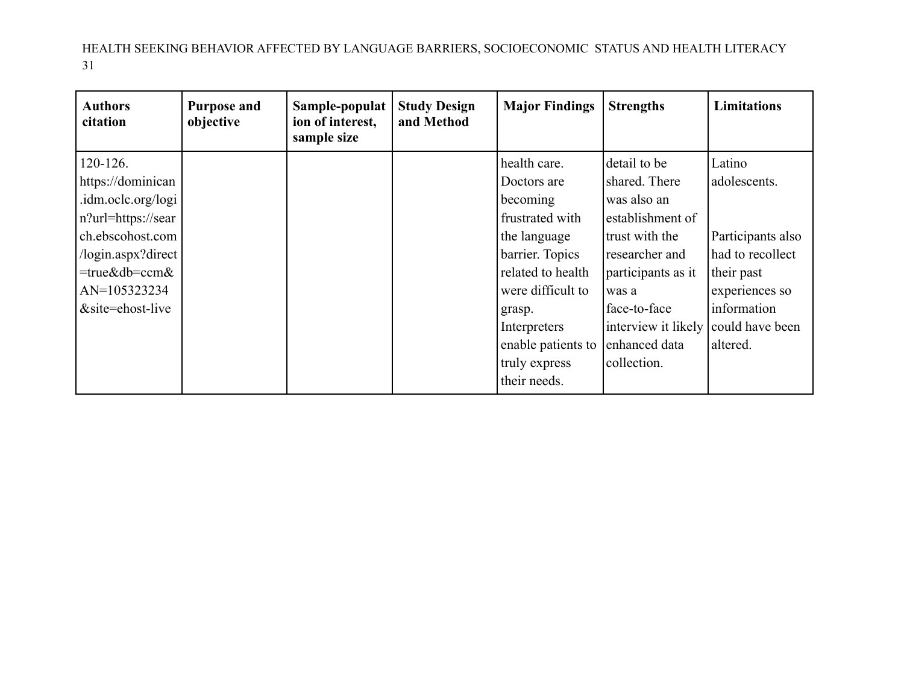| Authors citation | Purpose and objective | Sample-population of interest, sample size | Study Design and Method | Major Findings | Strengths | Limitations |
|---|---|---|---|---|---|---|
| 120-126. https://dominican.idm.oclc.org/login?url=https://search.ebscohost.com/login.aspx?direct=true&db=ccm&AN=105323234&site=ehost-live | | | | health care. Doctors are becoming frustrated with the language barrier. Topics related to health were difficult to grasp. Interpreters enable patients to truly express their needs. | detail to be shared. There was also an establishment of trust with the researcher and participants as it was a face-to-face interview it likely enhanced data collection. | Latino adolescents.<br><br>Participants also had to recollect their past experiences so information could have been altered. |